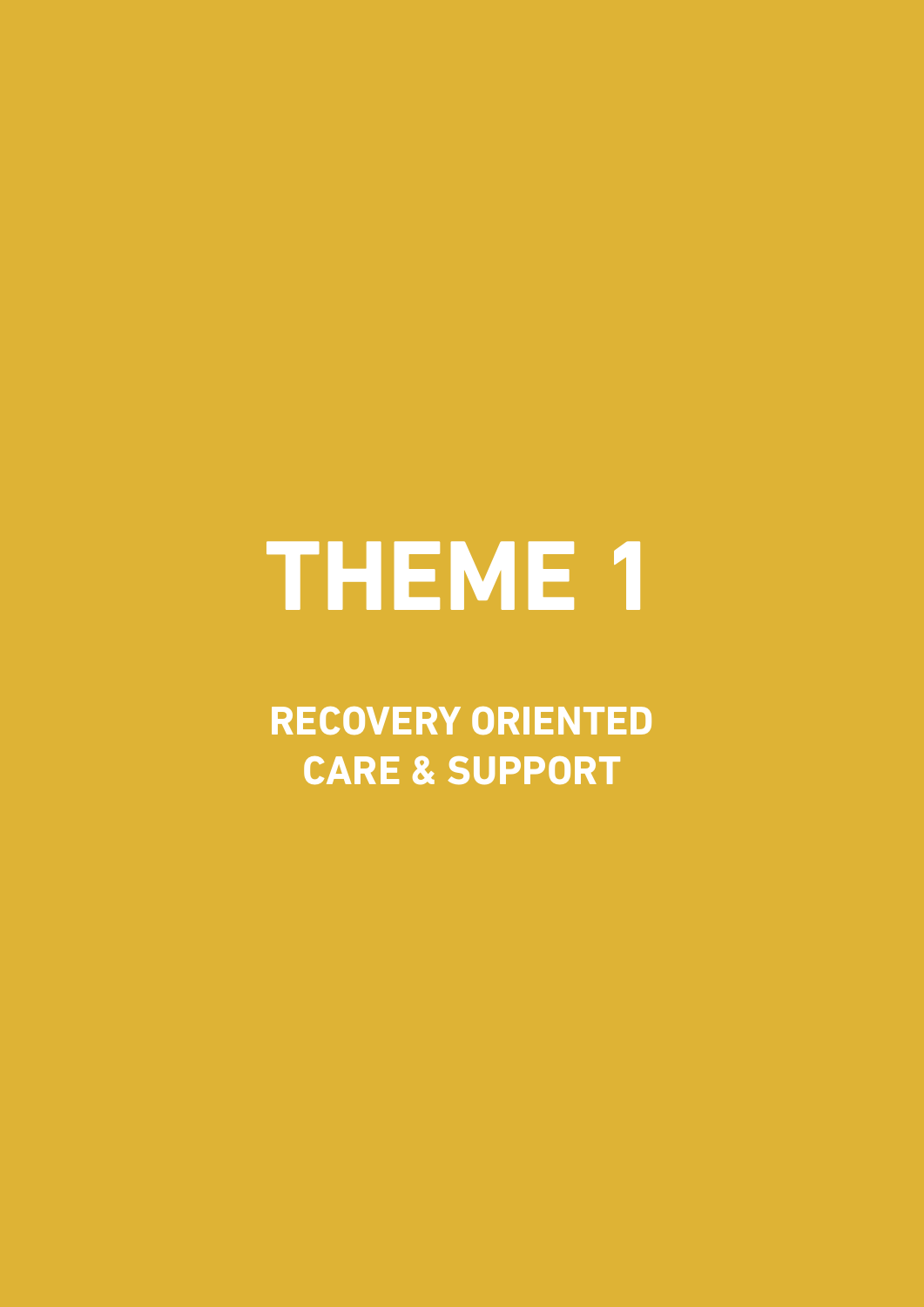# THEME 1

## RECOVERY ORIENTED CARE & SUPPORT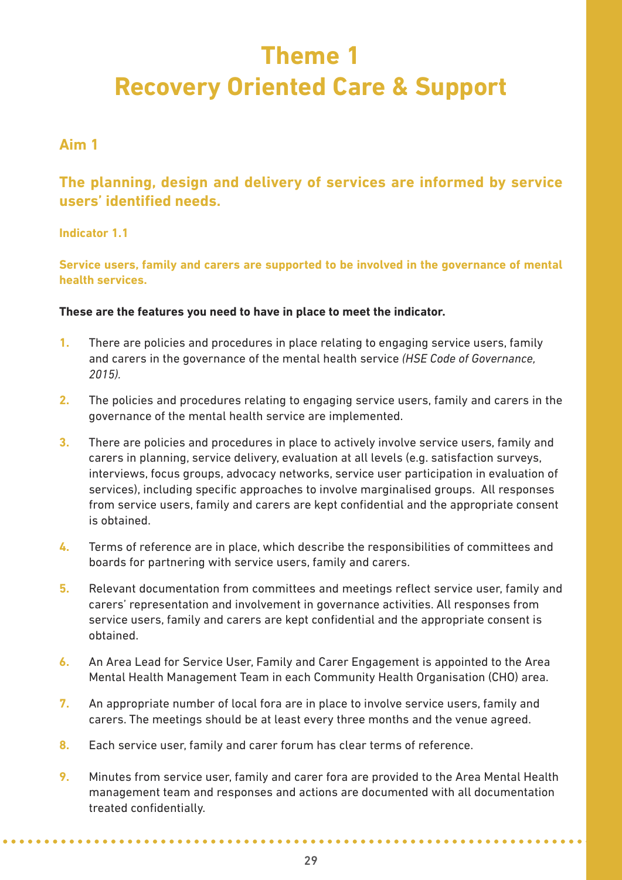# Theme 1
# Recovery Oriented Care & Support

## Aim 1

## The planning, design and delivery of services are informed by service users' identified needs.

### Indicator 1.1

### Service users, family and carers are supported to be involved in the governance of mental health services.

**These are the features you need to have in place to meet the indicator.**

1. There are policies and procedures in place relating to engaging service users, family and carers in the governance of the mental health service *(HSE Code of Governance, 2015).*
2. The policies and procedures relating to engaging service users, family and carers in the governance of the mental health service are implemented.
3. There are policies and procedures in place to actively involve service users, family and carers in planning, service delivery, evaluation at all levels (e.g. satisfaction surveys, interviews, focus groups, advocacy networks, service user participation in evaluation of services), including specific approaches to involve marginalised groups. All responses from service users, family and carers are kept confidential and the appropriate consent is obtained.
4. Terms of reference are in place, which describe the responsibilities of committees and boards for partnering with service users, family and carers.
5. Relevant documentation from committees and meetings reflect service user, family and carers' representation and involvement in governance activities. All responses from service users, family and carers are kept confidential and the appropriate consent is obtained.
6. An Area Lead for Service User, Family and Carer Engagement is appointed to the Area Mental Health Management Team in each Community Health Organisation (CHO) area.
7. An appropriate number of local fora are in place to involve service users, family and carers. The meetings should be at least every three months and the venue agreed.
8. Each service user, family and carer forum has clear terms of reference.
9. Minutes from service user, family and carer fora are provided to the Area Mental Health management team and responses and actions are documented with all documentation treated confidentially.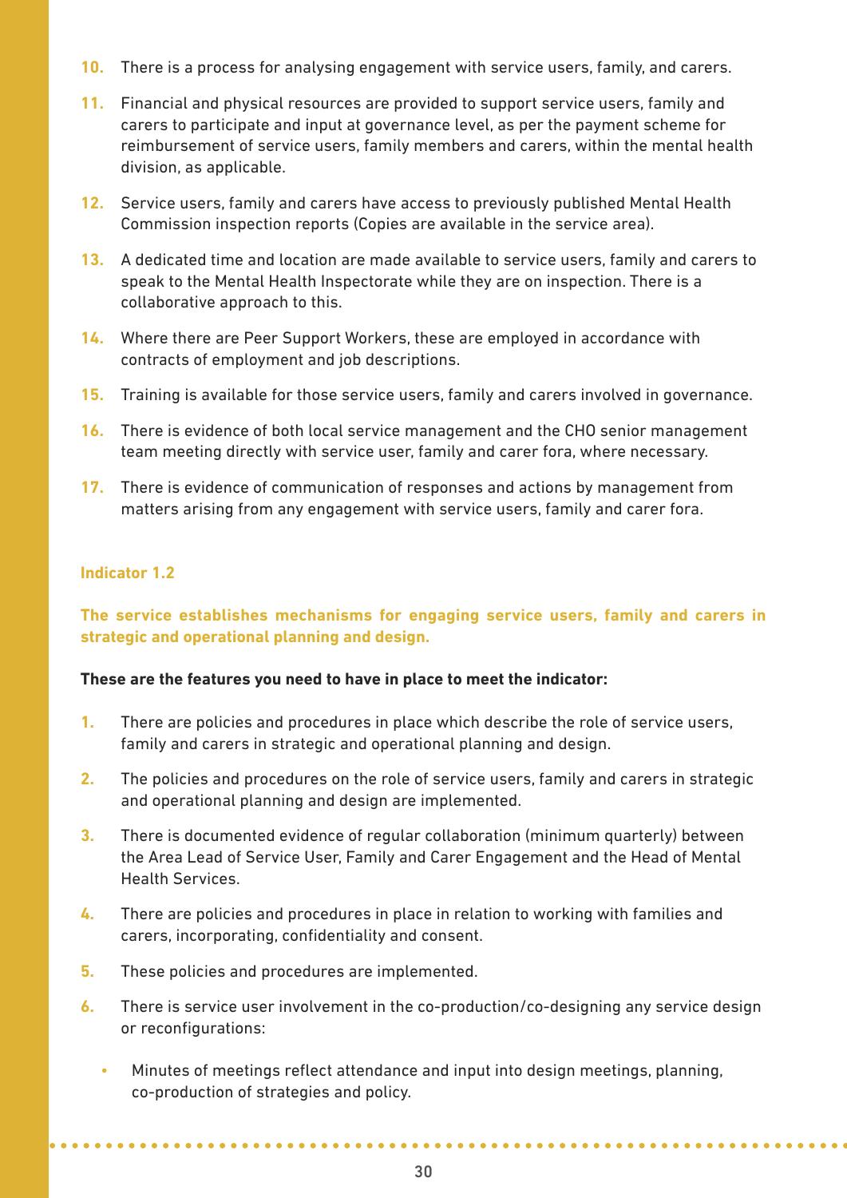10. There is a process for analysing engagement with service users, family, and carers.
11. Financial and physical resources are provided to support service users, family and carers to participate and input at governance level, as per the payment scheme for reimbursement of service users, family members and carers, within the mental health division, as applicable.
12. Service users, family and carers have access to previously published Mental Health Commission inspection reports (Copies are available in the service area).
13. A dedicated time and location are made available to service users, family and carers to speak to the Mental Health Inspectorate while they are on inspection. There is a collaborative approach to this.
14. Where there are Peer Support Workers, these are employed in accordance with contracts of employment and job descriptions.
15. Training is available for those service users, family and carers involved in governance.
16. There is evidence of both local service management and the CHO senior management team meeting directly with service user, family and carer fora, where necessary.
17. There is evidence of communication of responses and actions by management from matters arising from any engagement with service users, family and carer fora.

### Indicator 1.2

**The service establishes mechanisms for engaging service users, family and carers in strategic and operational planning and design.**

**These are the features you need to have in place to meet the indicator:**

1. There are policies and procedures in place which describe the role of service users, family and carers in strategic and operational planning and design.
2. The policies and procedures on the role of service users, family and carers in strategic and operational planning and design are implemented.
3. There is documented evidence of regular collaboration (minimum quarterly) between the Area Lead of Service User, Family and Carer Engagement and the Head of Mental Health Services.
4. There are policies and procedures in place in relation to working with families and carers, incorporating, confidentiality and consent.
5. These policies and procedures are implemented.
6. There is service user involvement in the co-production/co-designing any service design or reconfigurations:
   - Minutes of meetings reflect attendance and input into design meetings, planning, co-production of strategies and policy.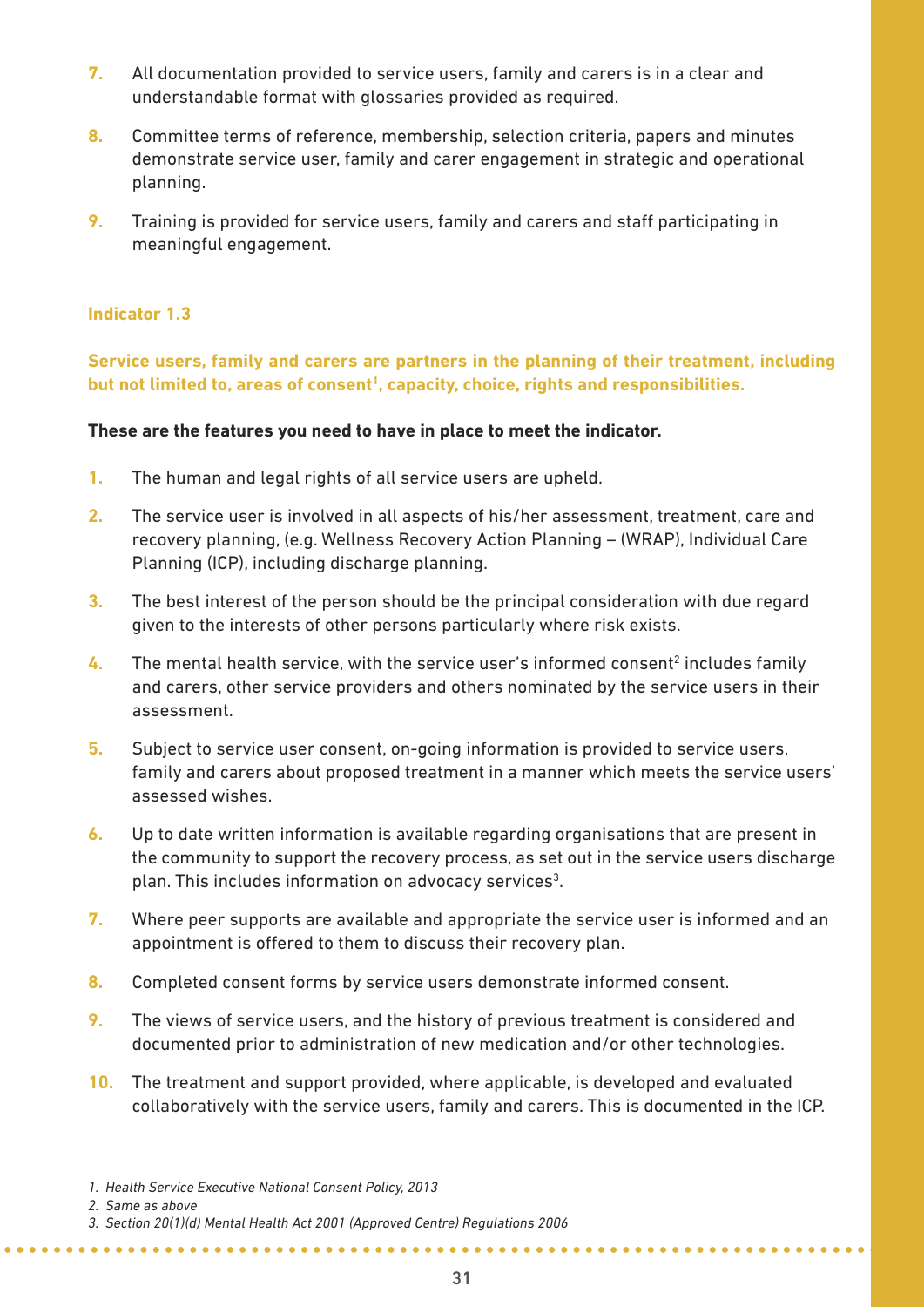7. All documentation provided to service users, family and carers is in a clear and understandable format with glossaries provided as required.
8. Committee terms of reference, membership, selection criteria, papers and minutes demonstrate service user, family and carer engagement in strategic and operational planning.
9. Training is provided for service users, family and carers and staff participating in meaningful engagement.

### Indicator 1.3

**Service users, family and carers are partners in the planning of their treatment, including but not limited to, areas of consent[1], capacity, choice, rights and responsibilities.**

**These are the features you need to have in place to meet the indicator.**

1. The human and legal rights of all service users are upheld.
2. The service user is involved in all aspects of his/her assessment, treatment, care and recovery planning, (e.g. Wellness Recovery Action Planning – (WRAP), Individual Care Planning (ICP), including discharge planning.
3. The best interest of the person should be the principal consideration with due regard given to the interests of other persons particularly where risk exists.
4. The mental health service, with the service user's informed consent[2] includes family and carers, other service providers and others nominated by the service users in their assessment.
5. Subject to service user consent, on-going information is provided to service users, family and carers about proposed treatment in a manner which meets the service users' assessed wishes.
6. Up to date written information is available regarding organisations that are present in the community to support the recovery process, as set out in the service users discharge plan. This includes information on advocacy services[3].
7. Where peer supports are available and appropriate the service user is informed and an appointment is offered to them to discuss their recovery plan.
8. Completed consent forms by service users demonstrate informed consent.
9. The views of service users, and the history of previous treatment is considered and documented prior to administration of new medication and/or other technologies.
10. The treatment and support provided, where applicable, is developed and evaluated collaboratively with the service users, family and carers. This is documented in the ICP.

*1. Health Service Executive National Consent Policy, 2013*

*2. Same as above*

*3. Section 20(1)(d) Mental Health Act 2001 (Approved Centre) Regulations 2006*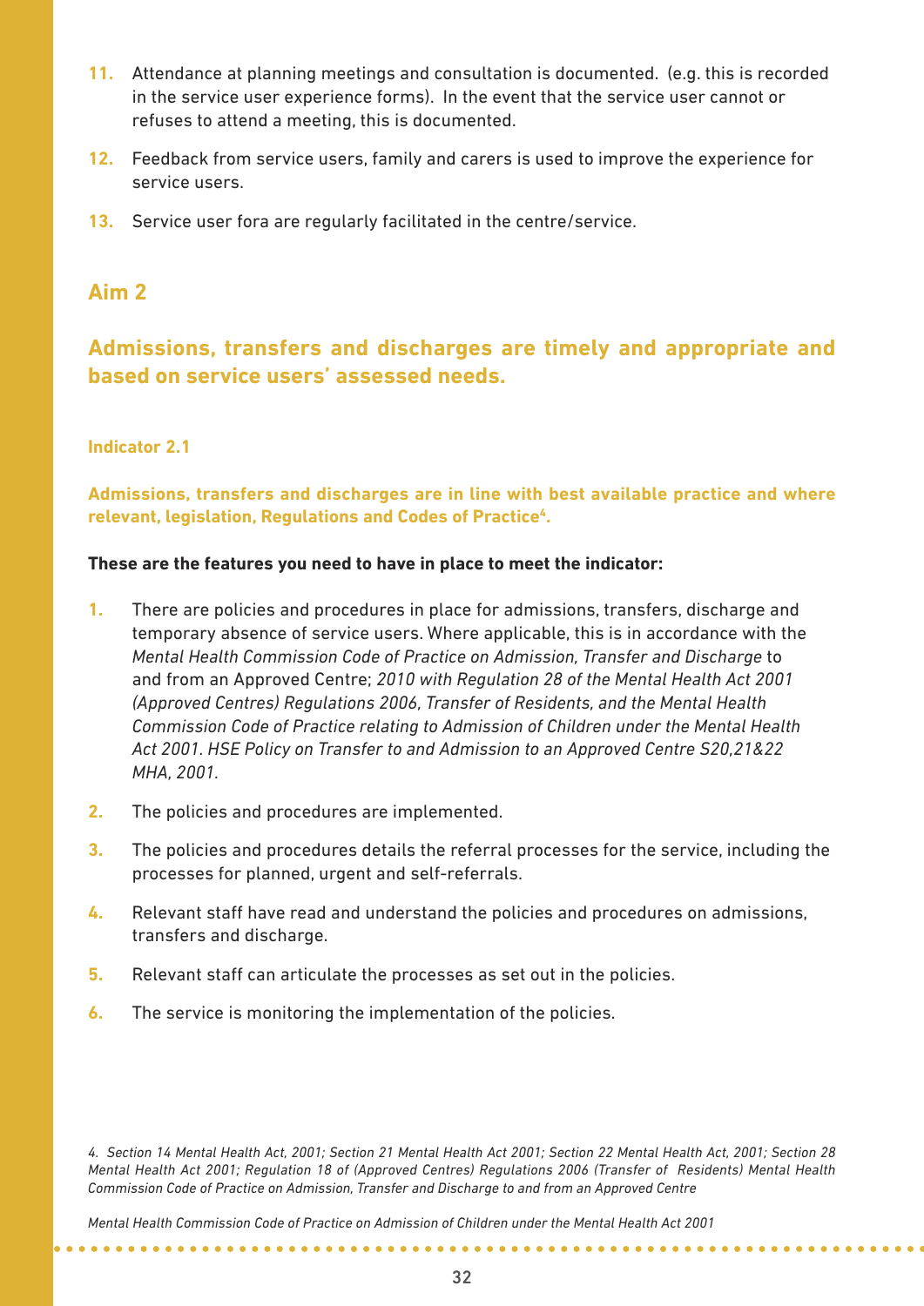11. Attendance at planning meetings and consultation is documented. (e.g. this is recorded in the service user experience forms). In the event that the service user cannot or refuses to attend a meeting, this is documented.
12. Feedback from service users, family and carers is used to improve the experience for service users.
13. Service user fora are regularly facilitated in the centre/service.

## Aim 2

## Admissions, transfers and discharges are timely and appropriate and based on service users' assessed needs.

### Indicator 2.1

**Admissions, transfers and discharges are in line with best available practice and where relevant, legislation, Regulations and Codes of Practice[4].**

**These are the features you need to have in place to meet the indicator:**

1. There are policies and procedures in place for admissions, transfers, discharge and temporary absence of service users. Where applicable, this is in accordance with the *Mental Health Commission Code of Practice on Admission, Transfer and Discharge* to and from an Approved Centre; *2010 with Regulation 28 of the Mental Health Act 2001 (Approved Centres) Regulations 2006, Transfer of Residents, and the Mental Health Commission Code of Practice relating to Admission of Children under the Mental Health Act 2001. HSE Policy on Transfer to and Admission to an Approved Centre S20,21&22 MHA, 2001.*
2. The policies and procedures are implemented.
3. The policies and procedures details the referral processes for the service, including the processes for planned, urgent and self-referrals.
4. Relevant staff have read and understand the policies and procedures on admissions, transfers and discharge.
5. Relevant staff can articulate the processes as set out in the policies.
6. The service is monitoring the implementation of the policies.

*4. Section 14 Mental Health Act, 2001; Section 21 Mental Health Act 2001; Section 22 Mental Health Act, 2001; Section 28 Mental Health Act 2001; Regulation 18 of (Approved Centres) Regulations 2006 (Transfer of Residents) Mental Health Commission Code of Practice on Admission, Transfer and Discharge to and from an Approved Centre*

*Mental Health Commission Code of Practice on Admission of Children under the Mental Health Act 2001*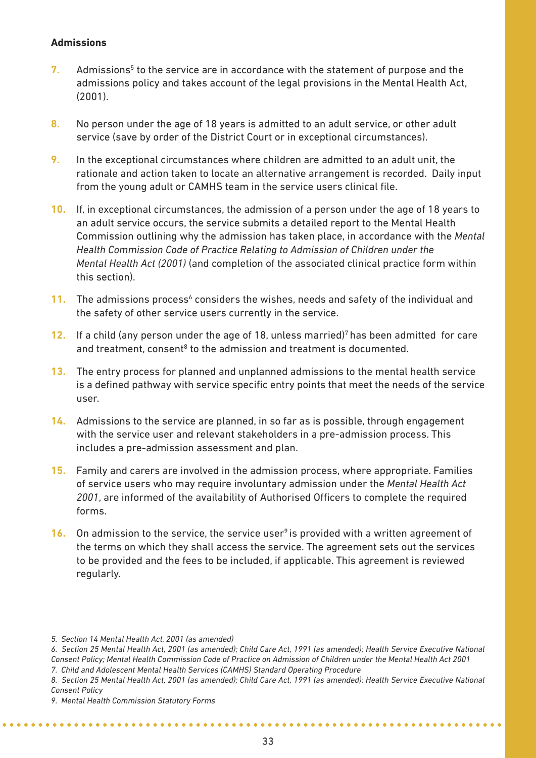**Admissions**

7. Admissions[5] to the service are in accordance with the statement of purpose and the admissions policy and takes account of the legal provisions in the Mental Health Act, (2001).

8. No person under the age of 18 years is admitted to an adult service, or other adult service (save by order of the District Court or in exceptional circumstances).

9. In the exceptional circumstances where children are admitted to an adult unit, the rationale and action taken to locate an alternative arrangement is recorded. Daily input from the young adult or CAMHS team in the service users clinical file.

10. If, in exceptional circumstances, the admission of a person under the age of 18 years to an adult service occurs, the service submits a detailed report to the Mental Health Commission outlining why the admission has taken place, in accordance with the *Mental Health Commission Code of Practice Relating to Admission of Children under the Mental Health Act (2001)* (and completion of the associated clinical practice form within this section).

11. The admissions process[6] considers the wishes, needs and safety of the individual and the safety of other service users currently in the service.

12. If a child (any person under the age of 18, unless married)[7] has been admitted for care and treatment, consent[8] to the admission and treatment is documented.

13. The entry process for planned and unplanned admissions to the mental health service is a defined pathway with service specific entry points that meet the needs of the service user.

14. Admissions to the service are planned, in so far as is possible, through engagement with the service user and relevant stakeholders in a pre-admission process. This includes a pre-admission assessment and plan.

15. Family and carers are involved in the admission process, where appropriate. Families of service users who may require involuntary admission under the *Mental Health Act 2001*, are informed of the availability of Authorised Officers to complete the required forms.

16. On admission to the service, the service user[9] is provided with a written agreement of the terms on which they shall access the service. The agreement sets out the services to be provided and the fees to be included, if applicable. This agreement is reviewed regularly.

---

*5. Section 14 Mental Health Act, 2001 (as amended)*

*6. Section 25 Mental Health Act, 2001 (as amended); Child Care Act, 1991 (as amended); Health Service Executive National Consent Policy; Mental Health Commission Code of Practice on Admission of Children under the Mental Health Act 2001*

*7. Child and Adolescent Mental Health Services (CAMHS) Standard Operating Procedure*

*8. Section 25 Mental Health Act, 2001 (as amended); Child Care Act, 1991 (as amended); Health Service Executive National Consent Policy*

*9. Mental Health Commission Statutory Forms*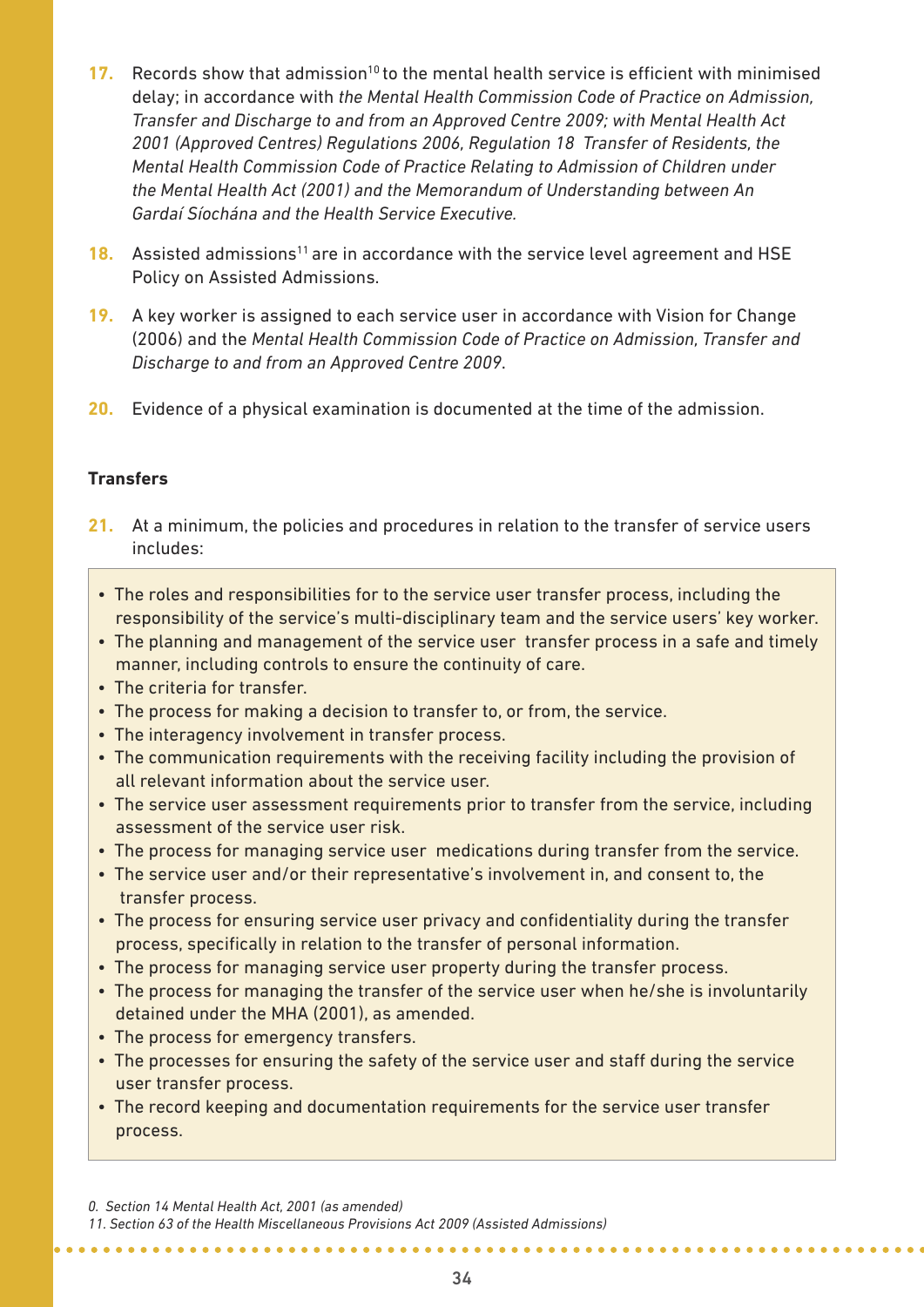17. Records show that admission[10] to the mental health service is efficient with minimised delay; in accordance with *the Mental Health Commission Code of Practice on Admission, Transfer and Discharge to and from an Approved Centre 2009; with Mental Health Act 2001 (Approved Centres) Regulations 2006, Regulation 18 Transfer of Residents, the Mental Health Commission Code of Practice Relating to Admission of Children under the Mental Health Act (2001) and the Memorandum of Understanding between An Gardaí Síochána and the Health Service Executive.*

18. Assisted admissions[11] are in accordance with the service level agreement and HSE Policy on Assisted Admissions.

19. A key worker is assigned to each service user in accordance with Vision for Change (2006) and the *Mental Health Commission Code of Practice on Admission, Transfer and Discharge to and from an Approved Centre 2009*.

20. Evidence of a physical examination is documented at the time of the admission.

**Transfers**

21. At a minimum, the policies and procedures in relation to the transfer of service users includes:

- The roles and responsibilities for to the service user transfer process, including the responsibility of the service's multi-disciplinary team and the service users' key worker.
- The planning and management of the service user transfer process in a safe and timely manner, including controls to ensure the continuity of care.
- The criteria for transfer.
- The process for making a decision to transfer to, or from, the service.
- The interagency involvement in transfer process.
- The communication requirements with the receiving facility including the provision of all relevant information about the service user.
- The service user assessment requirements prior to transfer from the service, including assessment of the service user risk.
- The process for managing service user medications during transfer from the service.
- The service user and/or their representative's involvement in, and consent to, the transfer process.
- The process for ensuring service user privacy and confidentiality during the transfer process, specifically in relation to the transfer of personal information.
- The process for managing service user property during the transfer process.
- The process for managing the transfer of the service user when he/she is involuntarily detained under the MHA (2001), as amended.
- The process for emergency transfers.
- The processes for ensuring the safety of the service user and staff during the service user transfer process.
- The record keeping and documentation requirements for the service user transfer process.

*0. Section 14 Mental Health Act, 2001 (as amended)*

*11. Section 63 of the Health Miscellaneous Provisions Act 2009 (Assisted Admissions)*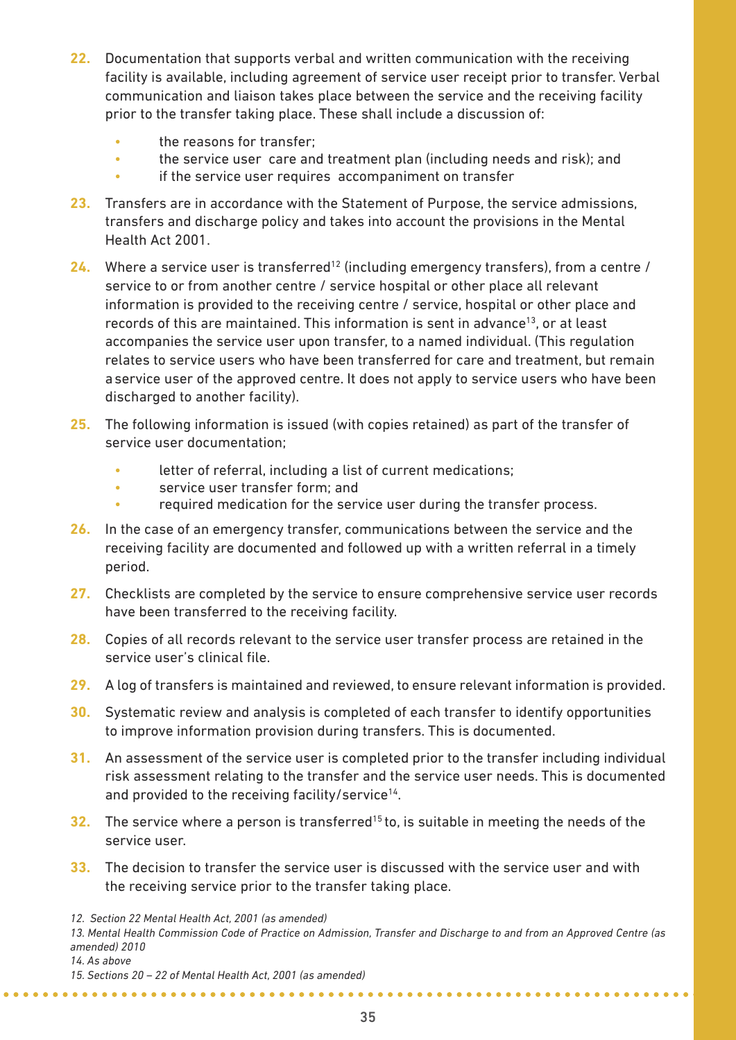22. Documentation that supports verbal and written communication with the receiving facility is available, including agreement of service user receipt prior to transfer. Verbal communication and liaison takes place between the service and the receiving facility prior to the transfer taking place. These shall include a discussion of:
    - the reasons for transfer;
    - the service user care and treatment plan (including needs and risk); and
    - if the service user requires accompaniment on transfer
23. Transfers are in accordance with the Statement of Purpose, the service admissions, transfers and discharge policy and takes into account the provisions in the Mental Health Act 2001.
24. Where a service user is transferred[12] (including emergency transfers), from a centre / service to or from another centre / service hospital or other place all relevant information is provided to the receiving centre / service, hospital or other place and records of this are maintained. This information is sent in advance[13], or at least accompanies the service user upon transfer, to a named individual. (This regulation relates to service users who have been transferred for care and treatment, but remain a service user of the approved centre. It does not apply to service users who have been discharged to another facility).
25. The following information is issued (with copies retained) as part of the transfer of service user documentation;
    - letter of referral, including a list of current medications;
    - service user transfer form; and
    - required medication for the service user during the transfer process.
26. In the case of an emergency transfer, communications between the service and the receiving facility are documented and followed up with a written referral in a timely period.
27. Checklists are completed by the service to ensure comprehensive service user records have been transferred to the receiving facility.
28. Copies of all records relevant to the service user transfer process are retained in the service user's clinical file.
29. A log of transfers is maintained and reviewed, to ensure relevant information is provided.
30. Systematic review and analysis is completed of each transfer to identify opportunities to improve information provision during transfers. This is documented.
31. An assessment of the service user is completed prior to the transfer including individual risk assessment relating to the transfer and the service user needs. This is documented and provided to the receiving facility/service[14].
32. The service where a person is transferred[15] to, is suitable in meeting the needs of the service user.
33. The decision to transfer the service user is discussed with the service user and with the receiving service prior to the transfer taking place.

*12. Section 22 Mental Health Act, 2001 (as amended)*

*13. Mental Health Commission Code of Practice on Admission, Transfer and Discharge to and from an Approved Centre (as amended) 2010*

*14. As above*

*15. Sections 20 – 22 of Mental Health Act, 2001 (as amended)*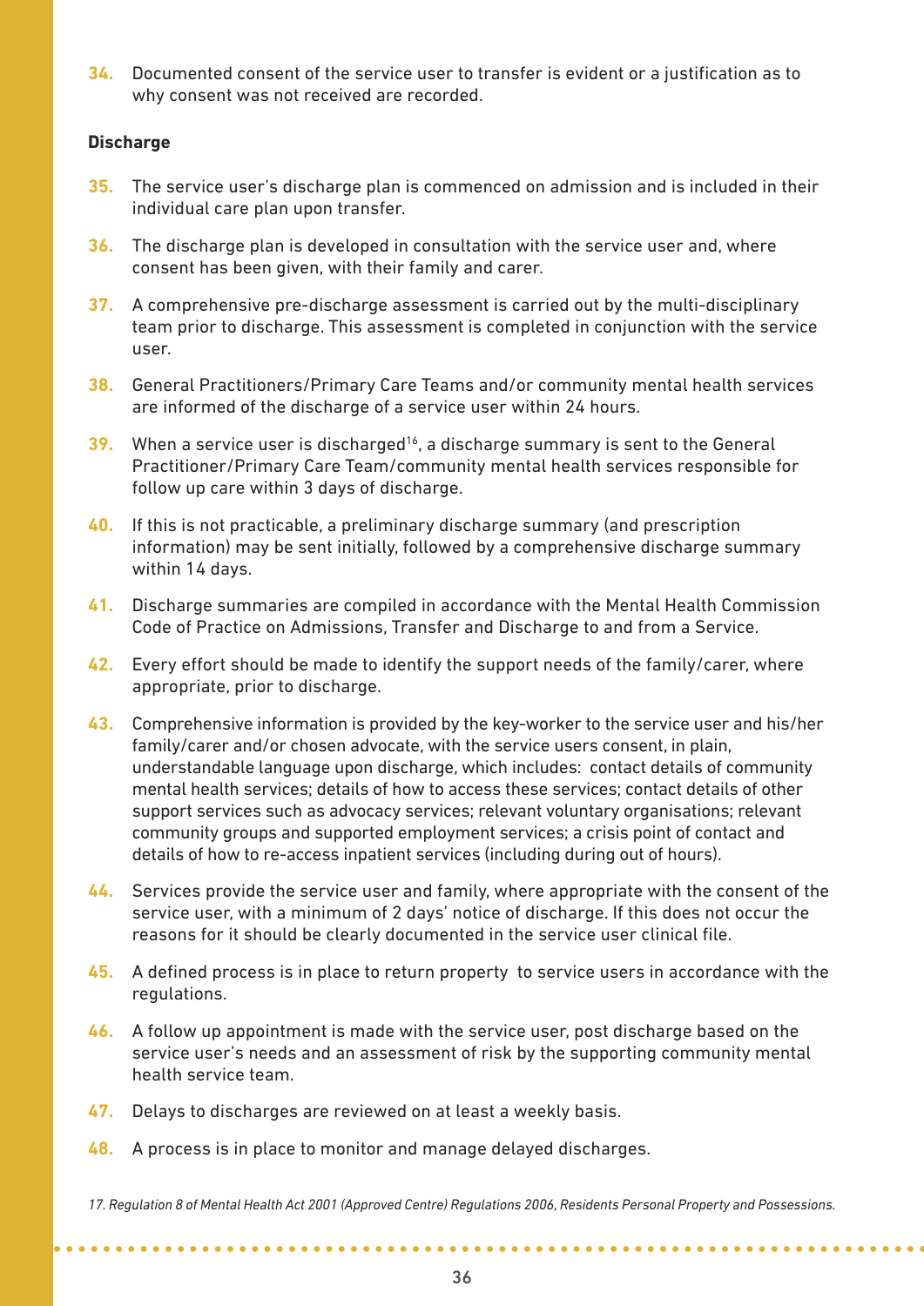34. Documented consent of the service user to transfer is evident or a justification as to why consent was not received are recorded.

**Discharge**

35. The service user's discharge plan is commenced on admission and is included in their individual care plan upon transfer.

36. The discharge plan is developed in consultation with the service user and, where consent has been given, with their family and carer.

37. A comprehensive pre-discharge assessment is carried out by the multi-disciplinary team prior to discharge. This assessment is completed in conjunction with the service user.

38. General Practitioners/Primary Care Teams and/or community mental health services are informed of the discharge of a service user within 24 hours.

39. When a service user is discharged[16], a discharge summary is sent to the General Practitioner/Primary Care Team/community mental health services responsible for follow up care within 3 days of discharge.

40. If this is not practicable, a preliminary discharge summary (and prescription information) may be sent initially, followed by a comprehensive discharge summary within 14 days.

41. Discharge summaries are compiled in accordance with the Mental Health Commission Code of Practice on Admissions, Transfer and Discharge to and from a Service.

42. Every effort should be made to identify the support needs of the family/carer, where appropriate, prior to discharge.

43. Comprehensive information is provided by the key-worker to the service user and his/her family/carer and/or chosen advocate, with the service users consent, in plain, understandable language upon discharge, which includes: contact details of community mental health services; details of how to access these services; contact details of other support services such as advocacy services; relevant voluntary organisations; relevant community groups and supported employment services; a crisis point of contact and details of how to re-access inpatient services (including during out of hours).

44. Services provide the service user and family, where appropriate with the consent of the service user, with a minimum of 2 days' notice of discharge. If this does not occur the reasons for it should be clearly documented in the service user clinical file.

45. A defined process is in place to return property to service users in accordance with the regulations.

46. A follow up appointment is made with the service user, post discharge based on the service user's needs and an assessment of risk by the supporting community mental health service team.

47. Delays to discharges are reviewed on at least a weekly basis.

48. A process is in place to monitor and manage delayed discharges.

*17. Regulation 8 of Mental Health Act 2001 (Approved Centre) Regulations 2006, Residents Personal Property and Possessions.*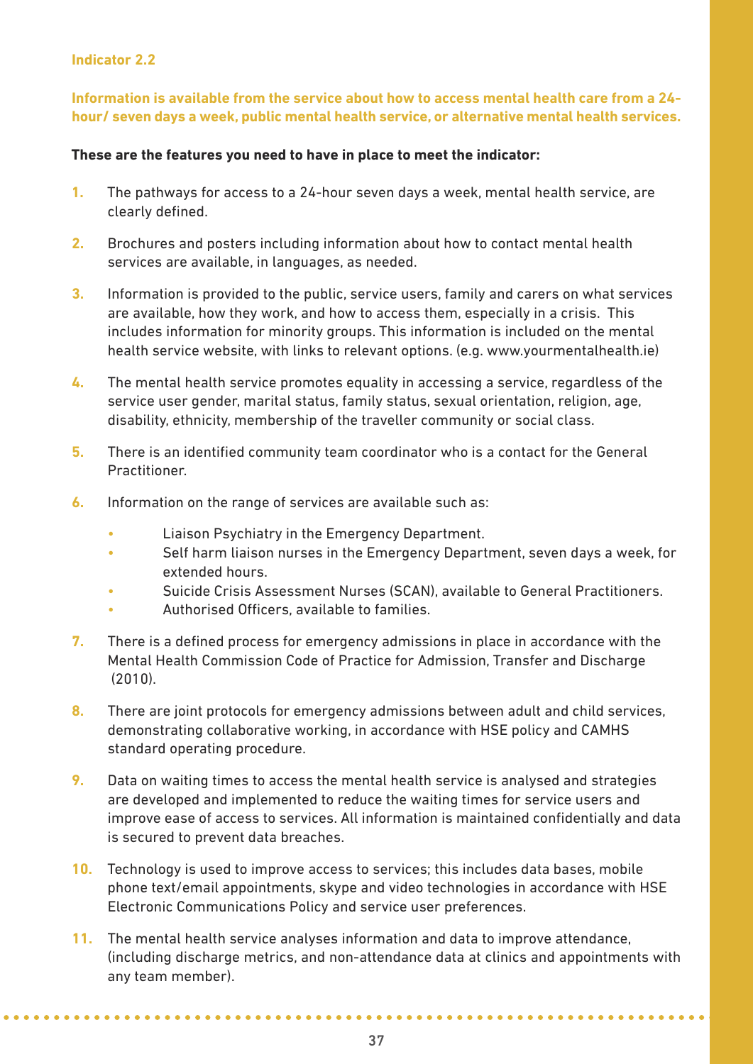**Indicator 2.2**

**Information is available from the service about how to access mental health care from a 24-hour/ seven days a week, public mental health service, or alternative mental health services.**

**These are the features you need to have in place to meet the indicator:**

1. The pathways for access to a 24-hour seven days a week, mental health service, are clearly defined.
2. Brochures and posters including information about how to contact mental health services are available, in languages, as needed.
3. Information is provided to the public, service users, family and carers on what services are available, how they work, and how to access them, especially in a crisis. This includes information for minority groups. This information is included on the mental health service website, with links to relevant options. (e.g. www.yourmentalhealth.ie)
4. The mental health service promotes equality in accessing a service, regardless of the service user gender, marital status, family status, sexual orientation, religion, age, disability, ethnicity, membership of the traveller community or social class.
5. There is an identified community team coordinator who is a contact for the General Practitioner.
6. Information on the range of services are available such as:
   - Liaison Psychiatry in the Emergency Department.
   - Self harm liaison nurses in the Emergency Department, seven days a week, for extended hours.
   - Suicide Crisis Assessment Nurses (SCAN), available to General Practitioners.
   - Authorised Officers, available to families.
7. There is a defined process for emergency admissions in place in accordance with the Mental Health Commission Code of Practice for Admission, Transfer and Discharge (2010).
8. There are joint protocols for emergency admissions between adult and child services, demonstrating collaborative working, in accordance with HSE policy and CAMHS standard operating procedure.
9. Data on waiting times to access the mental health service is analysed and strategies are developed and implemented to reduce the waiting times for service users and improve ease of access to services. All information is maintained confidentially and data is secured to prevent data breaches.
10. Technology is used to improve access to services; this includes data bases, mobile phone text/email appointments, skype and video technologies in accordance with HSE Electronic Communications Policy and service user preferences.
11. The mental health service analyses information and data to improve attendance, (including discharge metrics, and non-attendance data at clinics and appointments with any team member).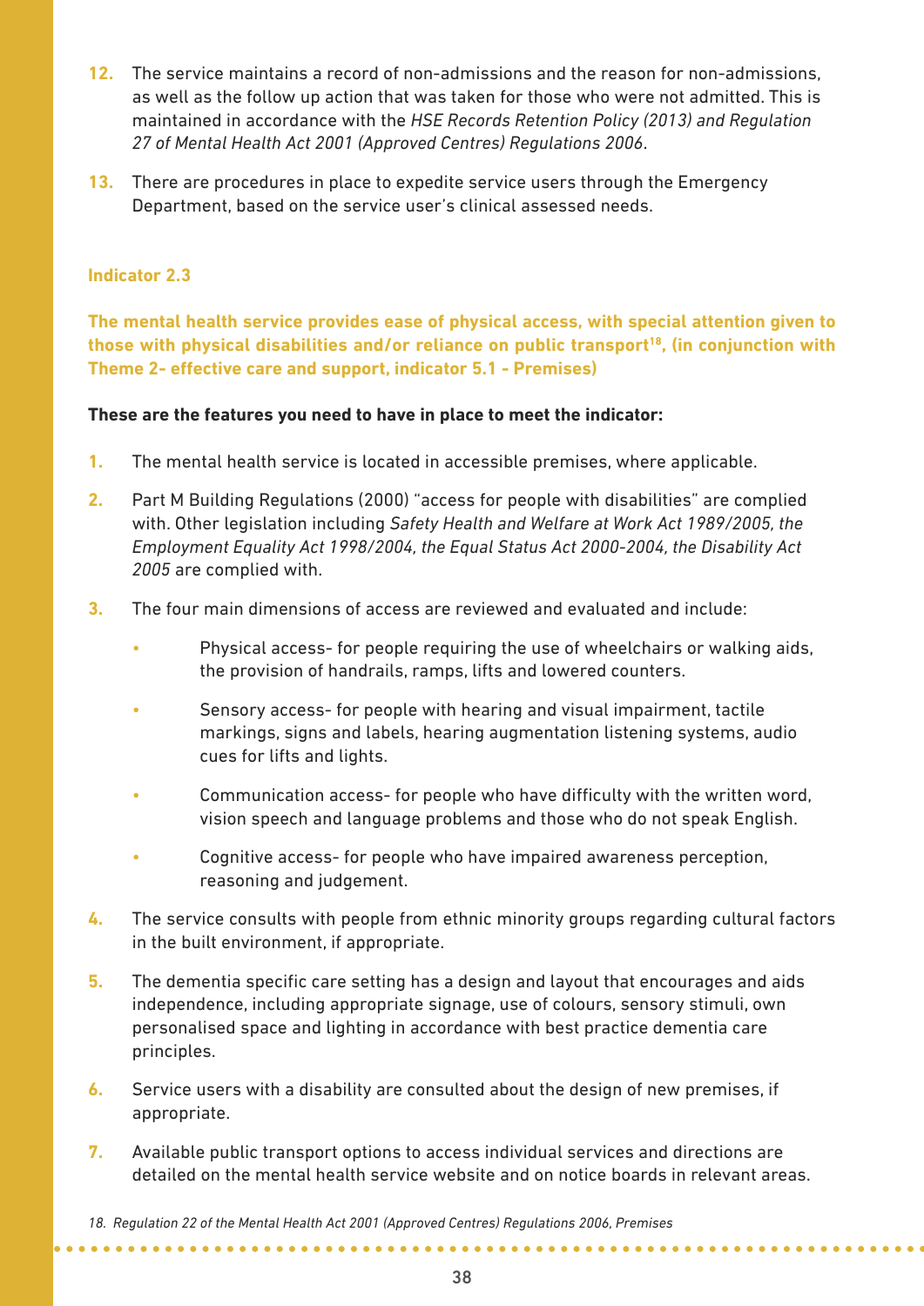12. The service maintains a record of non-admissions and the reason for non-admissions, as well as the follow up action that was taken for those who were not admitted. This is maintained in accordance with the *HSE Records Retention Policy (2013) and Regulation 27 of Mental Health Act 2001 (Approved Centres) Regulations 2006*.

13. There are procedures in place to expedite service users through the Emergency Department, based on the service user's clinical assessed needs.

### Indicator 2.3

**The mental health service provides ease of physical access, with special attention given to those with physical disabilities and/or reliance on public transport[18], (in conjunction with Theme 2- effective care and support, indicator 5.1 - Premises)**

**These are the features you need to have in place to meet the indicator:**

1. The mental health service is located in accessible premises, where applicable.

2. Part M Building Regulations (2000) "access for people with disabilities" are complied with. Other legislation including *Safety Health and Welfare at Work Act 1989/2005, the Employment Equality Act 1998/2004, the Equal Status Act 2000-2004, the Disability Act 2005* are complied with.

3. The four main dimensions of access are reviewed and evaluated and include:
   - Physical access- for people requiring the use of wheelchairs or walking aids, the provision of handrails, ramps, lifts and lowered counters.
   - Sensory access- for people with hearing and visual impairment, tactile markings, signs and labels, hearing augmentation listening systems, audio cues for lifts and lights.
   - Communication access- for people who have difficulty with the written word, vision speech and language problems and those who do not speak English.
   - Cognitive access- for people who have impaired awareness perception, reasoning and judgement.

4. The service consults with people from ethnic minority groups regarding cultural factors in the built environment, if appropriate.

5. The dementia specific care setting has a design and layout that encourages and aids independence, including appropriate signage, use of colours, sensory stimuli, own personalised space and lighting in accordance with best practice dementia care principles.

6. Service users with a disability are consulted about the design of new premises, if appropriate.

7. Available public transport options to access individual services and directions are detailed on the mental health service website and on notice boards in relevant areas.

*18. Regulation 22 of the Mental Health Act 2001 (Approved Centres) Regulations 2006, Premises*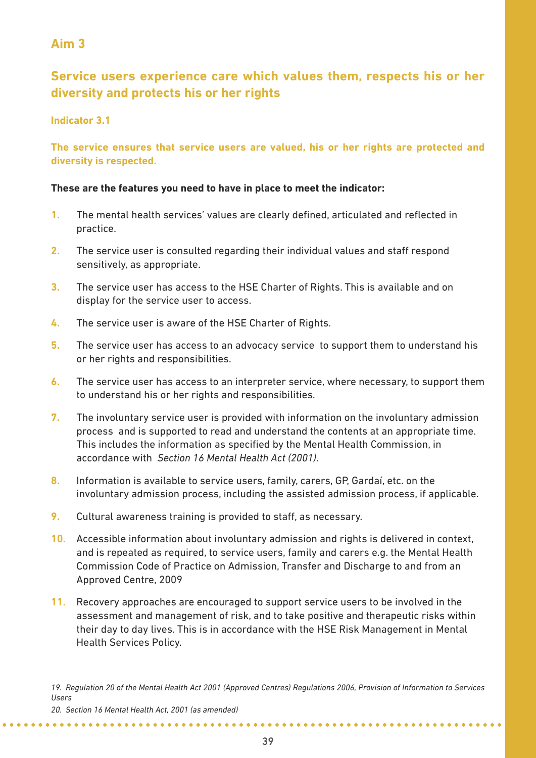## Aim 3

## Service users experience care which values them, respects his or her diversity and protects his or her rights

### Indicator 3.1

**The service ensures that service users are valued, his or her rights are protected and diversity is respected.**

**These are the features you need to have in place to meet the indicator:**

1. The mental health services' values are clearly defined, articulated and reflected in practice.
2. The service user is consulted regarding their individual values and staff respond sensitively, as appropriate.
3. The service user has access to the HSE Charter of Rights. This is available and on display for the service user to access.
4. The service user is aware of the HSE Charter of Rights.
5. The service user has access to an advocacy service to support them to understand his or her rights and responsibilities.
6. The service user has access to an interpreter service, where necessary, to support them to understand his or her rights and responsibilities.
7. The involuntary service user is provided with information on the involuntary admission process and is supported to read and understand the contents at an appropriate time. This includes the information as specified by the Mental Health Commission, in accordance with *Section 16 Mental Health Act (2001)*.
8. Information is available to service users, family, carers, GP, Gardaí, etc. on the involuntary admission process, including the assisted admission process, if applicable.
9. Cultural awareness training is provided to staff, as necessary.
10. Accessible information about involuntary admission and rights is delivered in context, and is repeated as required, to service users, family and carers e.g. the Mental Health Commission Code of Practice on Admission, Transfer and Discharge to and from an Approved Centre, 2009
11. Recovery approaches are encouraged to support service users to be involved in the assessment and management of risk, and to take positive and therapeutic risks within their day to day lives. This is in accordance with the HSE Risk Management in Mental Health Services Policy.

*19. Regulation 20 of the Mental Health Act 2001 (Approved Centres) Regulations 2006, Provision of Information to Services Users*

*20. Section 16 Mental Health Act, 2001 (as amended)*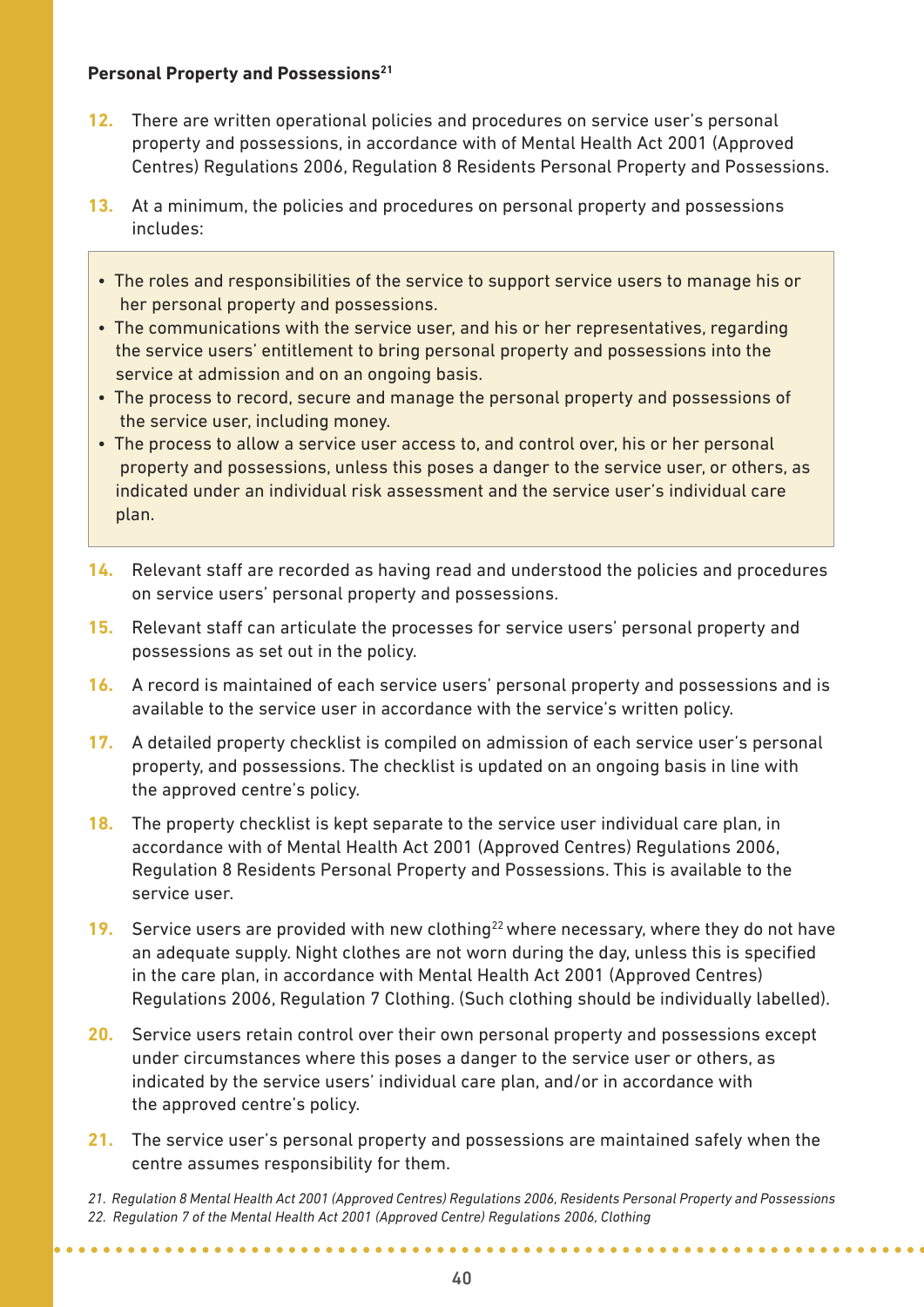**Personal Property and Possessions**[21]

12. There are written operational policies and procedures on service user's personal property and possessions, in accordance with of Mental Health Act 2001 (Approved Centres) Regulations 2006, Regulation 8 Residents Personal Property and Possessions.

13. At a minimum, the policies and procedures on personal property and possessions includes:

- The roles and responsibilities of the service to support service users to manage his or her personal property and possessions.
- The communications with the service user, and his or her representatives, regarding the service users' entitlement to bring personal property and possessions into the service at admission and on an ongoing basis.
- The process to record, secure and manage the personal property and possessions of the service user, including money.
- The process to allow a service user access to, and control over, his or her personal property and possessions, unless this poses a danger to the service user, or others, as indicated under an individual risk assessment and the service user's individual care plan.

14. Relevant staff are recorded as having read and understood the policies and procedures on service users' personal property and possessions.

15. Relevant staff can articulate the processes for service users' personal property and possessions as set out in the policy.

16. A record is maintained of each service users' personal property and possessions and is available to the service user in accordance with the service's written policy.

17. A detailed property checklist is compiled on admission of each service user's personal property, and possessions. The checklist is updated on an ongoing basis in line with the approved centre's policy.

18. The property checklist is kept separate to the service user individual care plan, in accordance with of Mental Health Act 2001 (Approved Centres) Regulations 2006, Regulation 8 Residents Personal Property and Possessions. This is available to the service user.

19. Service users are provided with new clothing[22] where necessary, where they do not have an adequate supply. Night clothes are not worn during the day, unless this is specified in the care plan, in accordance with Mental Health Act 2001 (Approved Centres) Regulations 2006, Regulation 7 Clothing. (Such clothing should be individually labelled).

20. Service users retain control over their own personal property and possessions except under circumstances where this poses a danger to the service user or others, as indicated by the service users' individual care plan, and/or in accordance with the approved centre's policy.

21. The service user's personal property and possessions are maintained safely when the centre assumes responsibility for them.

*21. Regulation 8 Mental Health Act 2001 (Approved Centres) Regulations 2006, Residents Personal Property and Possessions*
*22. Regulation 7 of the Mental Health Act 2001 (Approved Centre) Regulations 2006, Clothing*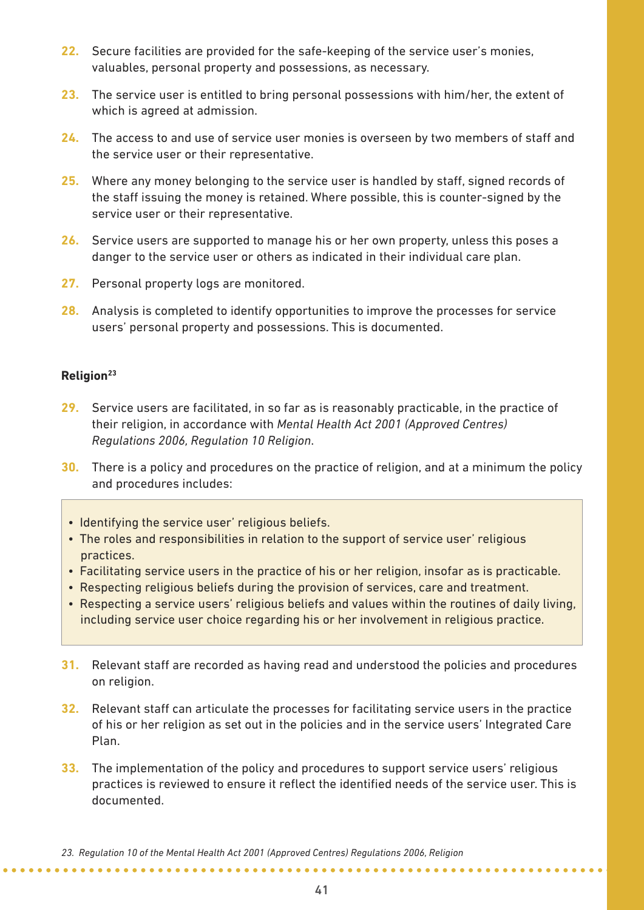22. Secure facilities are provided for the safe-keeping of the service user's monies, valuables, personal property and possessions, as necessary.

23. The service user is entitled to bring personal possessions with him/her, the extent of which is agreed at admission.

24. The access to and use of service user monies is overseen by two members of staff and the service user or their representative.

25. Where any money belonging to the service user is handled by staff, signed records of the staff issuing the money is retained. Where possible, this is counter-signed by the service user or their representative.

26. Service users are supported to manage his or her own property, unless this poses a danger to the service user or others as indicated in their individual care plan.

27. Personal property logs are monitored.

28. Analysis is completed to identify opportunities to improve the processes for service users' personal property and possessions. This is documented.

**Religion**[23]

29. Service users are facilitated, in so far as is reasonably practicable, in the practice of their religion, in accordance with *Mental Health Act 2001 (Approved Centres) Regulations 2006, Regulation 10 Religion*.

30. There is a policy and procedures on the practice of religion, and at a minimum the policy and procedures includes:

- Identifying the service user' religious beliefs.
- The roles and responsibilities in relation to the support of service user' religious practices.
- Facilitating service users in the practice of his or her religion, insofar as is practicable.
- Respecting religious beliefs during the provision of services, care and treatment.
- Respecting a service users' religious beliefs and values within the routines of daily living, including service user choice regarding his or her involvement in religious practice.

31. Relevant staff are recorded as having read and understood the policies and procedures on religion.

32. Relevant staff can articulate the processes for facilitating service users in the practice of his or her religion as set out in the policies and in the service users' Integrated Care Plan.

33. The implementation of the policy and procedures to support service users' religious practices is reviewed to ensure it reflect the identified needs of the service user. This is documented.

*23. Regulation 10 of the Mental Health Act 2001 (Approved Centres) Regulations 2006, Religion*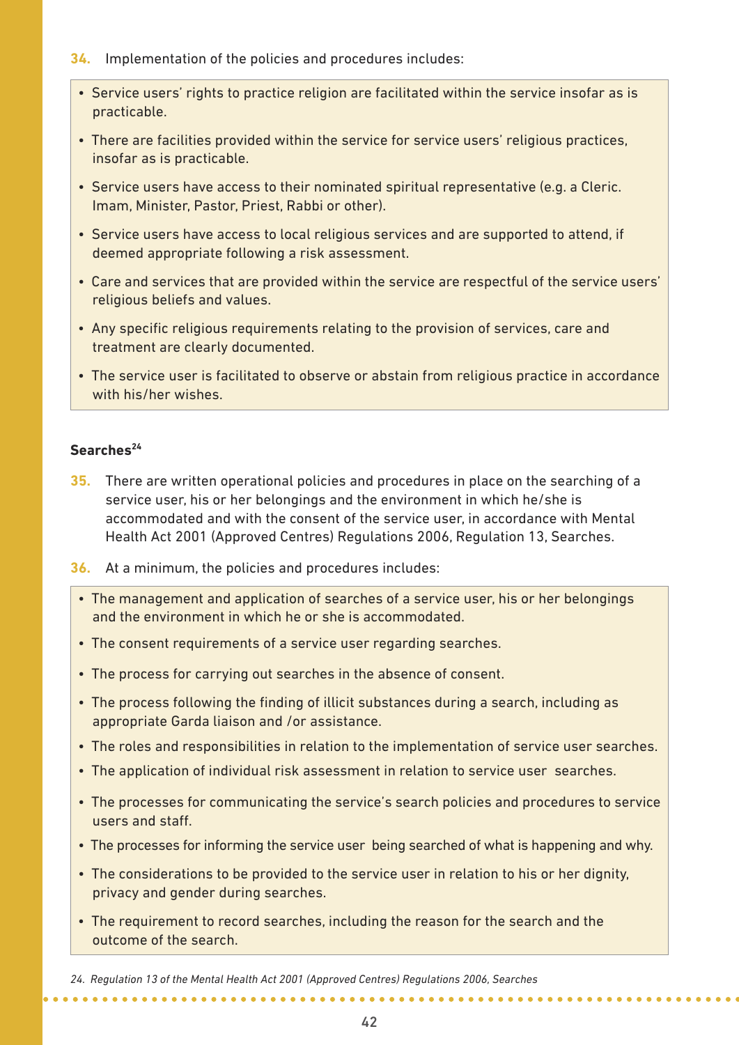**34.** Implementation of the policies and procedures includes:

- Service users' rights to practice religion are facilitated within the service insofar as is practicable.
- There are facilities provided within the service for service users' religious practices, insofar as is practicable.
- Service users have access to their nominated spiritual representative (e.g. a Cleric. Imam, Minister, Pastor, Priest, Rabbi or other).
- Service users have access to local religious services and are supported to attend, if deemed appropriate following a risk assessment.
- Care and services that are provided within the service are respectful of the service users' religious beliefs and values.
- Any specific religious requirements relating to the provision of services, care and treatment are clearly documented.
- The service user is facilitated to observe or abstain from religious practice in accordance with his/her wishes.

### Searches[24]

**35.** There are written operational policies and procedures in place on the searching of a service user, his or her belongings and the environment in which he/she is accommodated and with the consent of the service user, in accordance with Mental Health Act 2001 (Approved Centres) Regulations 2006, Regulation 13, Searches.

**36.** At a minimum, the policies and procedures includes:

- The management and application of searches of a service user, his or her belongings and the environment in which he or she is accommodated.
- The consent requirements of a service user regarding searches.
- The process for carrying out searches in the absence of consent.
- The process following the finding of illicit substances during a search, including as appropriate Garda liaison and /or assistance.
- The roles and responsibilities in relation to the implementation of service user searches.
- The application of individual risk assessment in relation to service user searches.
- The processes for communicating the service's search policies and procedures to service users and staff.
- The processes for informing the service user being searched of what is happening and why.
- The considerations to be provided to the service user in relation to his or her dignity, privacy and gender during searches.
- The requirement to record searches, including the reason for the search and the outcome of the search.

*24. Regulation 13 of the Mental Health Act 2001 (Approved Centres) Regulations 2006, Searches*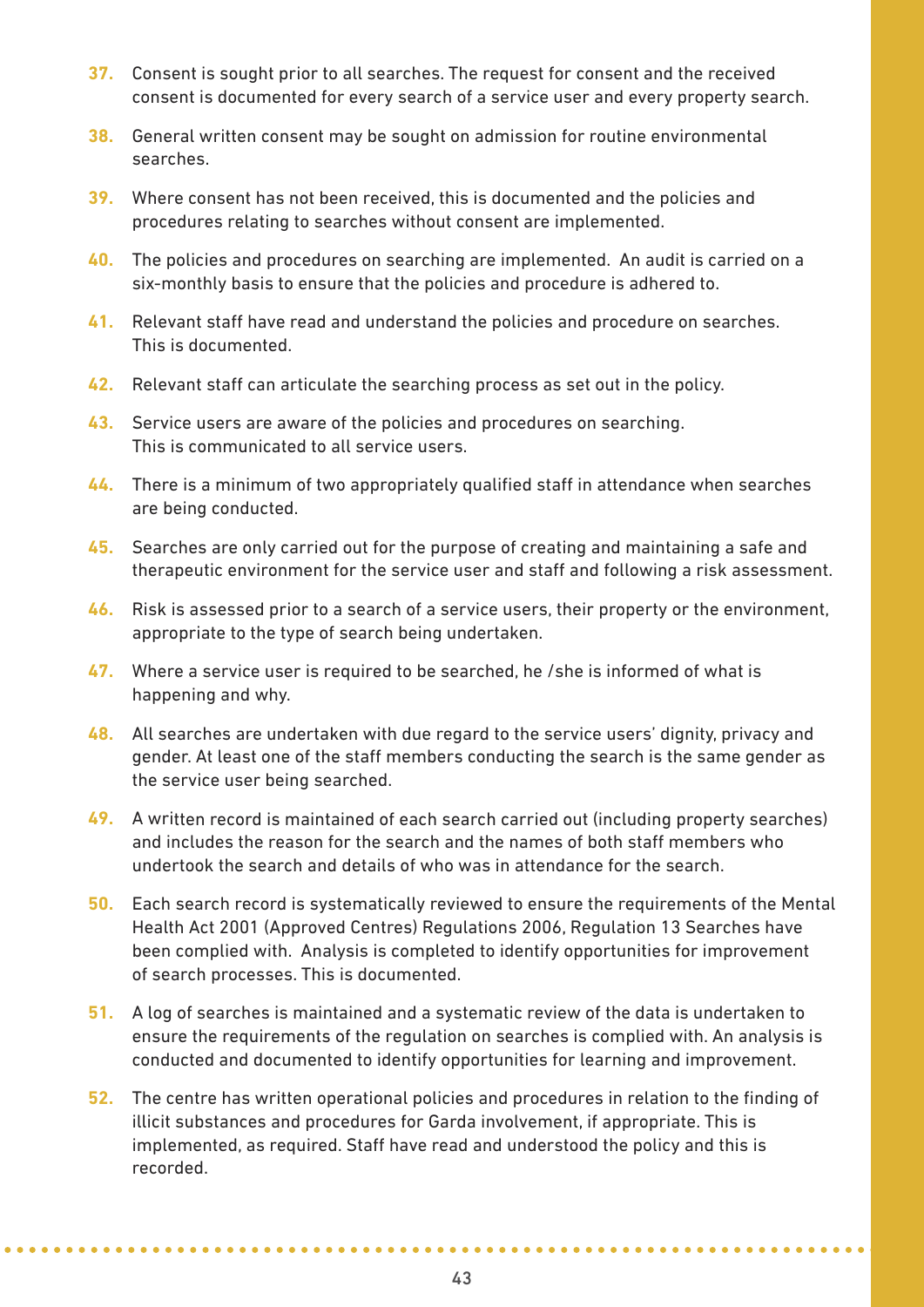37. Consent is sought prior to all searches. The request for consent and the received consent is documented for every search of a service user and every property search.

38. General written consent may be sought on admission for routine environmental searches.

39. Where consent has not been received, this is documented and the policies and procedures relating to searches without consent are implemented.

40. The policies and procedures on searching are implemented. An audit is carried on a six-monthly basis to ensure that the policies and procedure is adhered to.

41. Relevant staff have read and understand the policies and procedure on searches. This is documented.

42. Relevant staff can articulate the searching process as set out in the policy.

43. Service users are aware of the policies and procedures on searching. This is communicated to all service users.

44. There is a minimum of two appropriately qualified staff in attendance when searches are being conducted.

45. Searches are only carried out for the purpose of creating and maintaining a safe and therapeutic environment for the service user and staff and following a risk assessment.

46. Risk is assessed prior to a search of a service users, their property or the environment, appropriate to the type of search being undertaken.

47. Where a service user is required to be searched, he /she is informed of what is happening and why.

48. All searches are undertaken with due regard to the service users' dignity, privacy and gender. At least one of the staff members conducting the search is the same gender as the service user being searched.

49. A written record is maintained of each search carried out (including property searches) and includes the reason for the search and the names of both staff members who undertook the search and details of who was in attendance for the search.

50. Each search record is systematically reviewed to ensure the requirements of the Mental Health Act 2001 (Approved Centres) Regulations 2006, Regulation 13 Searches have been complied with. Analysis is completed to identify opportunities for improvement of search processes. This is documented.

51. A log of searches is maintained and a systematic review of the data is undertaken to ensure the requirements of the regulation on searches is complied with. An analysis is conducted and documented to identify opportunities for learning and improvement.

52. The centre has written operational policies and procedures in relation to the finding of illicit substances and procedures for Garda involvement, if appropriate. This is implemented, as required. Staff have read and understood the policy and this is recorded.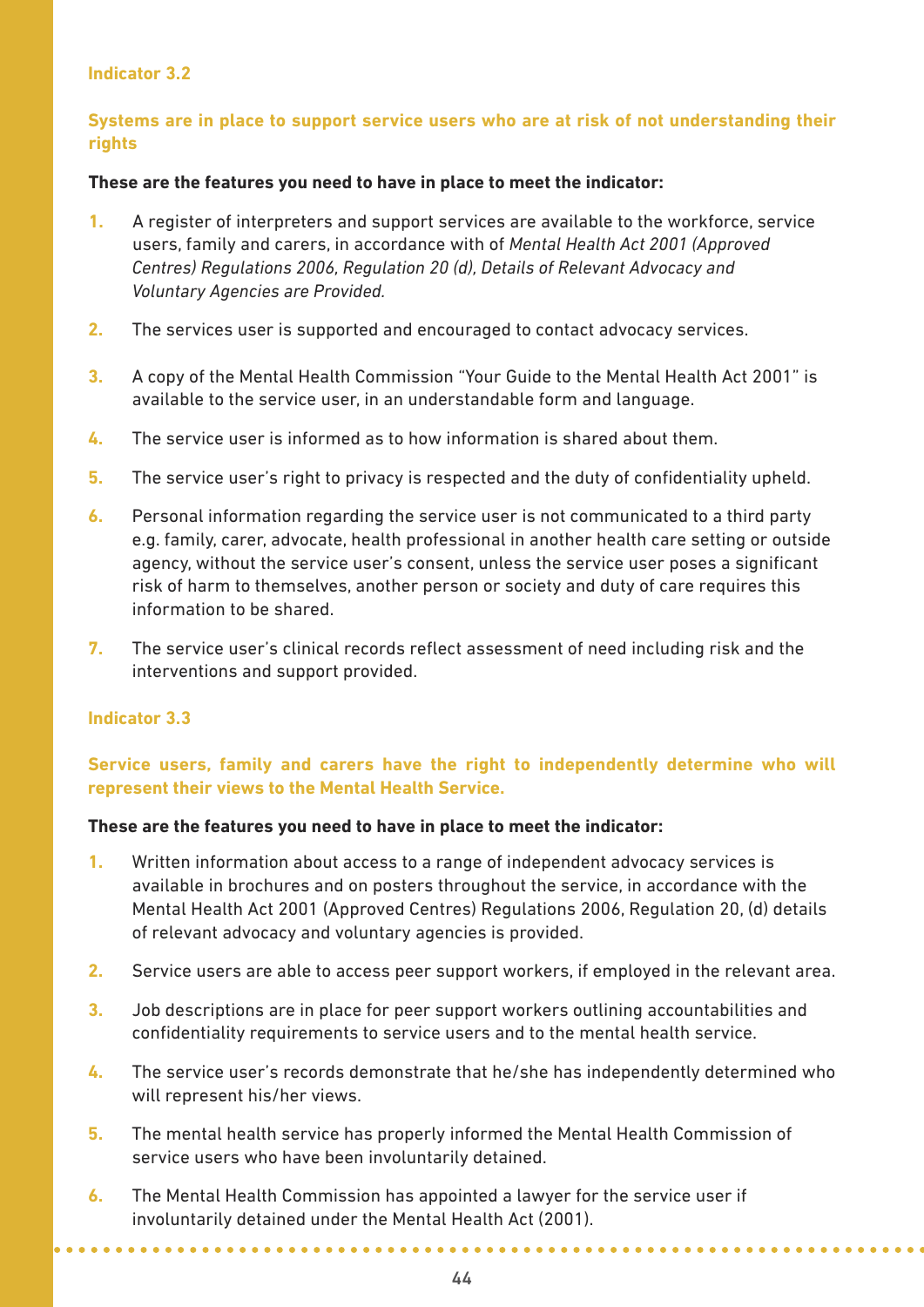### Indicator 3.2

### Systems are in place to support service users who are at risk of not understanding their rights

**These are the features you need to have in place to meet the indicator:**

1. A register of interpreters and support services are available to the workforce, service users, family and carers, in accordance with of *Mental Health Act 2001 (Approved Centres) Regulations 2006, Regulation 20 (d), Details of Relevant Advocacy and Voluntary Agencies are Provided.*
2. The services user is supported and encouraged to contact advocacy services.
3. A copy of the Mental Health Commission "Your Guide to the Mental Health Act 2001" is available to the service user, in an understandable form and language.
4. The service user is informed as to how information is shared about them.
5. The service user's right to privacy is respected and the duty of confidentiality upheld.
6. Personal information regarding the service user is not communicated to a third party e.g. family, carer, advocate, health professional in another health care setting or outside agency, without the service user's consent, unless the service user poses a significant risk of harm to themselves, another person or society and duty of care requires this information to be shared.
7. The service user's clinical records reflect assessment of need including risk and the interventions and support provided.

### Indicator 3.3

### Service users, family and carers have the right to independently determine who will represent their views to the Mental Health Service.

**These are the features you need to have in place to meet the indicator:**

1. Written information about access to a range of independent advocacy services is available in brochures and on posters throughout the service, in accordance with the Mental Health Act 2001 (Approved Centres) Regulations 2006, Regulation 20, (d) details of relevant advocacy and voluntary agencies is provided.
2. Service users are able to access peer support workers, if employed in the relevant area.
3. Job descriptions are in place for peer support workers outlining accountabilities and confidentiality requirements to service users and to the mental health service.
4. The service user's records demonstrate that he/she has independently determined who will represent his/her views.
5. The mental health service has properly informed the Mental Health Commission of service users who have been involuntarily detained.
6. The Mental Health Commission has appointed a lawyer for the service user if involuntarily detained under the Mental Health Act (2001).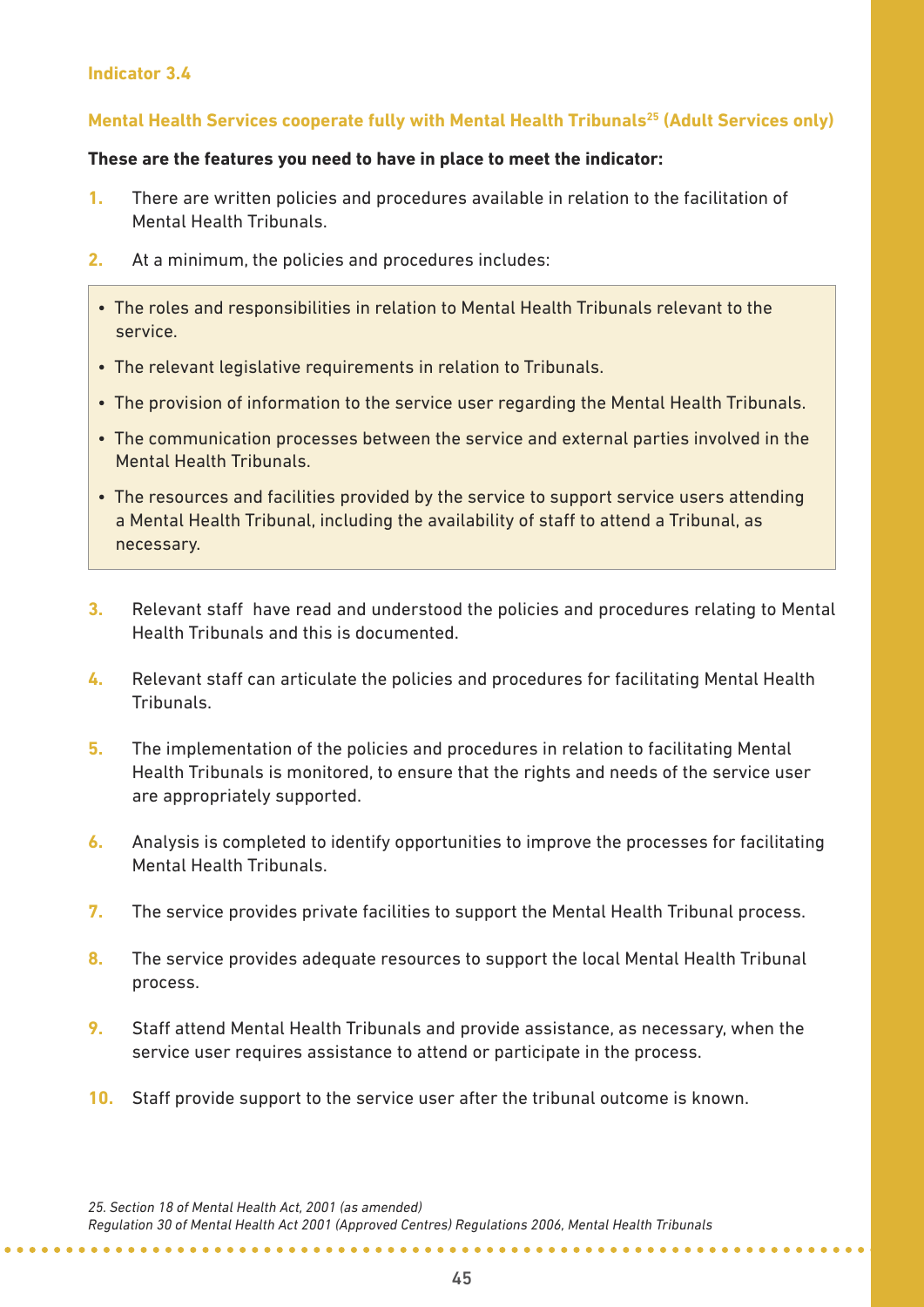### Indicator 3.4

### Mental Health Services cooperate fully with Mental Health Tribunals[25] (Adult Services only)

**These are the features you need to have in place to meet the indicator:**

1. There are written policies and procedures available in relation to the facilitation of Mental Health Tribunals.
2. At a minimum, the policies and procedures includes:
    - The roles and responsibilities in relation to Mental Health Tribunals relevant to the service.
    - The relevant legislative requirements in relation to Tribunals.
    - The provision of information to the service user regarding the Mental Health Tribunals.
    - The communication processes between the service and external parties involved in the Mental Health Tribunals.
    - The resources and facilities provided by the service to support service users attending a Mental Health Tribunal, including the availability of staff to attend a Tribunal, as necessary.
3. Relevant staff have read and understood the policies and procedures relating to Mental Health Tribunals and this is documented.
4. Relevant staff can articulate the policies and procedures for facilitating Mental Health Tribunals.
5. The implementation of the policies and procedures in relation to facilitating Mental Health Tribunals is monitored, to ensure that the rights and needs of the service user are appropriately supported.
6. Analysis is completed to identify opportunities to improve the processes for facilitating Mental Health Tribunals.
7. The service provides private facilities to support the Mental Health Tribunal process.
8. The service provides adequate resources to support the local Mental Health Tribunal process.
9. Staff attend Mental Health Tribunals and provide assistance, as necessary, when the service user requires assistance to attend or participate in the process.
10. Staff provide support to the service user after the tribunal outcome is known.

*25. Section 18 of Mental Health Act, 2001 (as amended)*
*Regulation 30 of Mental Health Act 2001 (Approved Centres) Regulations 2006, Mental Health Tribunals*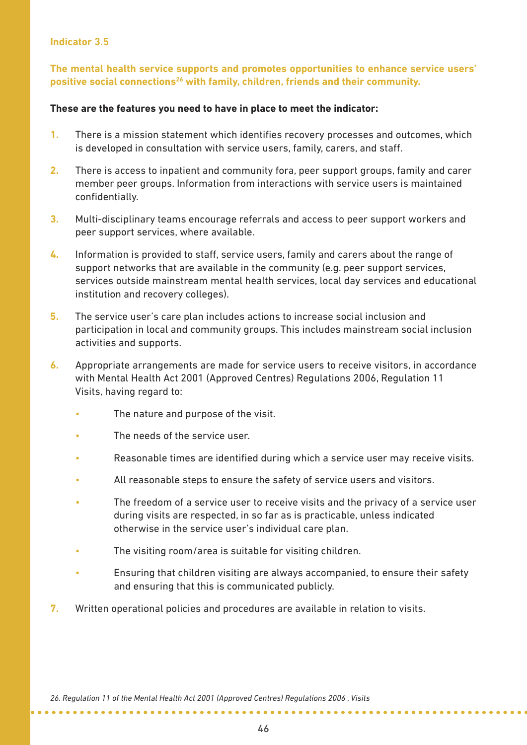### Indicator 3.5

**The mental health service supports and promotes opportunities to enhance service users' positive social connections[26] with family, children, friends and their community.**

**These are the features you need to have in place to meet the indicator:**

1. There is a mission statement which identifies recovery processes and outcomes, which is developed in consultation with service users, family, carers, and staff.
2. There is access to inpatient and community fora, peer support groups, family and carer member peer groups. Information from interactions with service users is maintained confidentially.
3. Multi-disciplinary teams encourage referrals and access to peer support workers and peer support services, where available.
4. Information is provided to staff, service users, family and carers about the range of support networks that are available in the community (e.g. peer support services, services outside mainstream mental health services, local day services and educational institution and recovery colleges).
5. The service user's care plan includes actions to increase social inclusion and participation in local and community groups. This includes mainstream social inclusion activities and supports.
6. Appropriate arrangements are made for service users to receive visitors, in accordance with Mental Health Act 2001 (Approved Centres) Regulations 2006, Regulation 11 Visits, having regard to:
   - The nature and purpose of the visit.
   - The needs of the service user.
   - Reasonable times are identified during which a service user may receive visits.
   - All reasonable steps to ensure the safety of service users and visitors.
   - The freedom of a service user to receive visits and the privacy of a service user during visits are respected, in so far as is practicable, unless indicated otherwise in the service user's individual care plan.
   - The visiting room/area is suitable for visiting children.
   - Ensuring that children visiting are always accompanied, to ensure their safety and ensuring that this is communicated publicly.
7. Written operational policies and procedures are available in relation to visits.

*26. Regulation 11 of the Mental Health Act 2001 (Approved Centres) Regulations 2006 , Visits*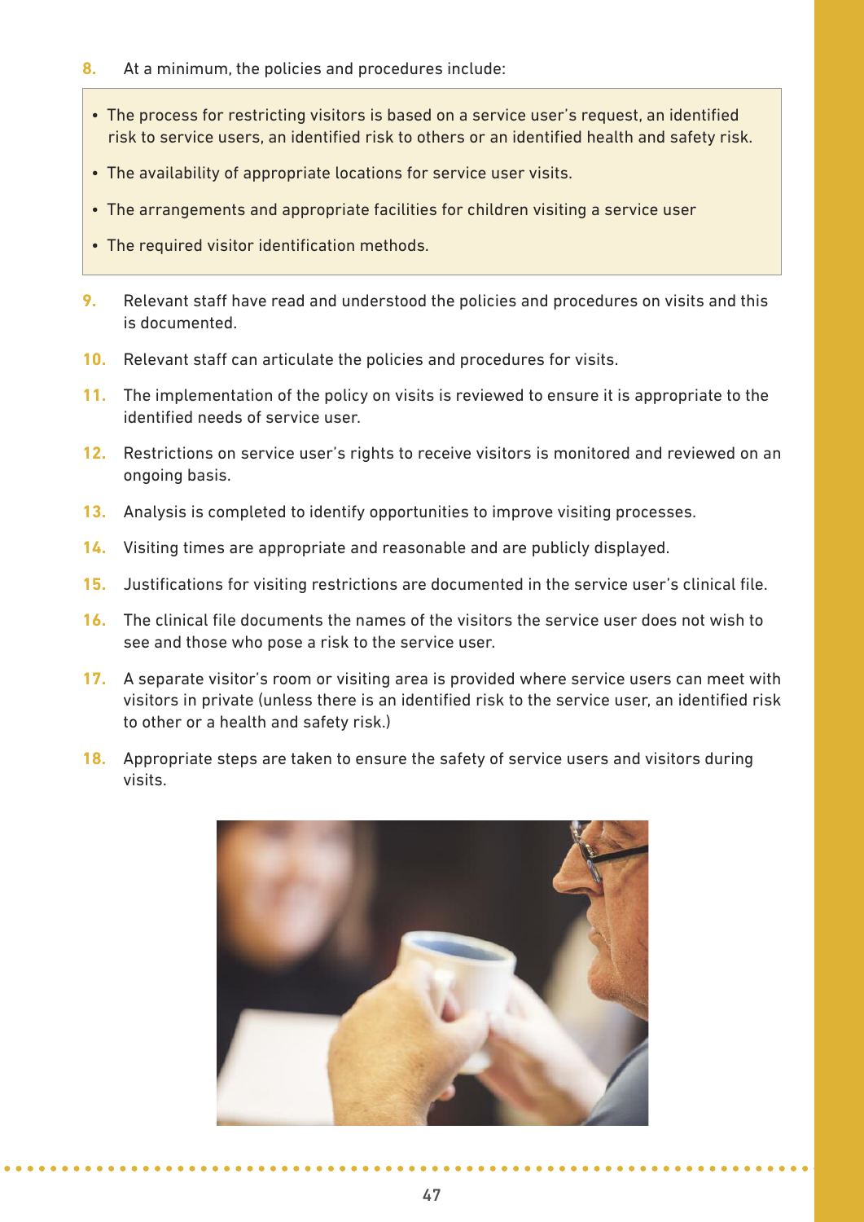8. At a minimum, the policies and procedures include:

> - The process for restricting visitors is based on a service user's request, an identified risk to service users, an identified risk to others or an identified health and safety risk.
> - The availability of appropriate locations for service user visits.
> - The arrangements and appropriate facilities for children visiting a service user
> - The required visitor identification methods.

9. Relevant staff have read and understood the policies and procedures on visits and this is documented.
10. Relevant staff can articulate the policies and procedures for visits.
11. The implementation of the policy on visits is reviewed to ensure it is appropriate to the identified needs of service user.
12. Restrictions on service user's rights to receive visitors is monitored and reviewed on an ongoing basis.
13. Analysis is completed to identify opportunities to improve visiting processes.
14. Visiting times are appropriate and reasonable and are publicly displayed.
15. Justifications for visiting restrictions are documented in the service user's clinical file.
16. The clinical file documents the names of the visitors the service user does not wish to see and those who pose a risk to the service user.
17. A separate visitor's room or visiting area is provided where service users can meet with visitors in private (unless there is an identified risk to the service user, an identified risk to other or a health and safety risk.)
18. Appropriate steps are taken to ensure the safety of service users and visitors during visits.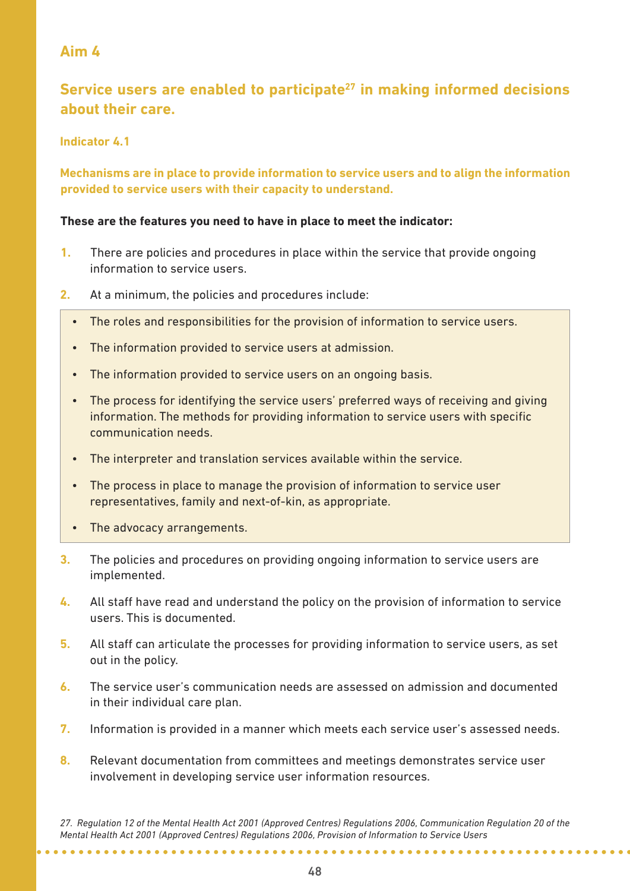## Aim 4

### Service users are enabled to participate[27] in making informed decisions about their care.

#### Indicator 4.1

**Mechanisms are in place to provide information to service users and to align the information provided to service users with their capacity to understand.**

**These are the features you need to have in place to meet the indicator:**

1. There are policies and procedures in place within the service that provide ongoing information to service users.
2. At a minimum, the policies and procedures include:
   - The roles and responsibilities for the provision of information to service users.
   - The information provided to service users at admission.
   - The information provided to service users on an ongoing basis.
   - The process for identifying the service users' preferred ways of receiving and giving information. The methods for providing information to service users with specific communication needs.
   - The interpreter and translation services available within the service.
   - The process in place to manage the provision of information to service user representatives, family and next-of-kin, as appropriate.
   - The advocacy arrangements.
3. The policies and procedures on providing ongoing information to service users are implemented.
4. All staff have read and understand the policy on the provision of information to service users. This is documented.
5. All staff can articulate the processes for providing information to service users, as set out in the policy.
6. The service user's communication needs are assessed on admission and documented in their individual care plan.
7. Information is provided in a manner which meets each service user's assessed needs.
8. Relevant documentation from committees and meetings demonstrates service user involvement in developing service user information resources.

*27. Regulation 12 of the Mental Health Act 2001 (Approved Centres) Regulations 2006, Communication Regulation 20 of the Mental Health Act 2001 (Approved Centres) Regulations 2006, Provision of Information to Service Users*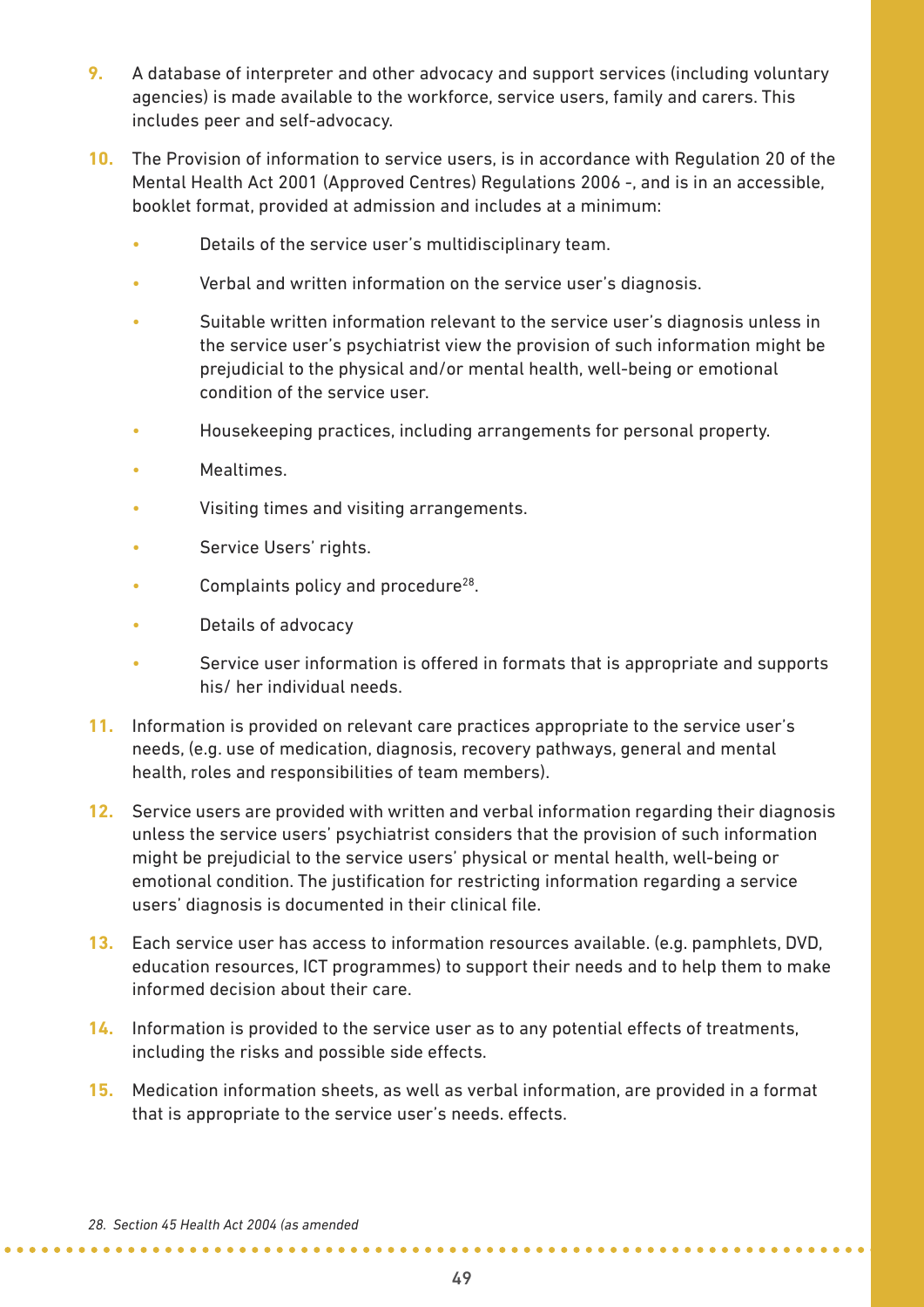9. A database of interpreter and other advocacy and support services (including voluntary agencies) is made available to the workforce, service users, family and carers. This includes peer and self-advocacy.

10. The Provision of information to service users, is in accordance with Regulation 20 of the Mental Health Act 2001 (Approved Centres) Regulations 2006 -, and is in an accessible, booklet format, provided at admission and includes at a minimum:

    - Details of the service user's multidisciplinary team.
    - Verbal and written information on the service user's diagnosis.
    - Suitable written information relevant to the service user's diagnosis unless in the service user's psychiatrist view the provision of such information might be prejudicial to the physical and/or mental health, well-being or emotional condition of the service user.
    - Housekeeping practices, including arrangements for personal property.
    - Mealtimes.
    - Visiting times and visiting arrangements.
    - Service Users' rights.
    - Complaints policy and procedure[28].
    - Details of advocacy
    - Service user information is offered in formats that is appropriate and supports his/ her individual needs.

11. Information is provided on relevant care practices appropriate to the service user's needs, (e.g. use of medication, diagnosis, recovery pathways, general and mental health, roles and responsibilities of team members).

12. Service users are provided with written and verbal information regarding their diagnosis unless the service users' psychiatrist considers that the provision of such information might be prejudicial to the service users' physical or mental health, well-being or emotional condition. The justification for restricting information regarding a service users' diagnosis is documented in their clinical file.

13. Each service user has access to information resources available. (e.g. pamphlets, DVD, education resources, ICT programmes) to support their needs and to help them to make informed decision about their care.

14. Information is provided to the service user as to any potential effects of treatments, including the risks and possible side effects.

15. Medication information sheets, as well as verbal information, are provided in a format that is appropriate to the service user's needs. effects.

*28. Section 45 Health Act 2004 (as amended*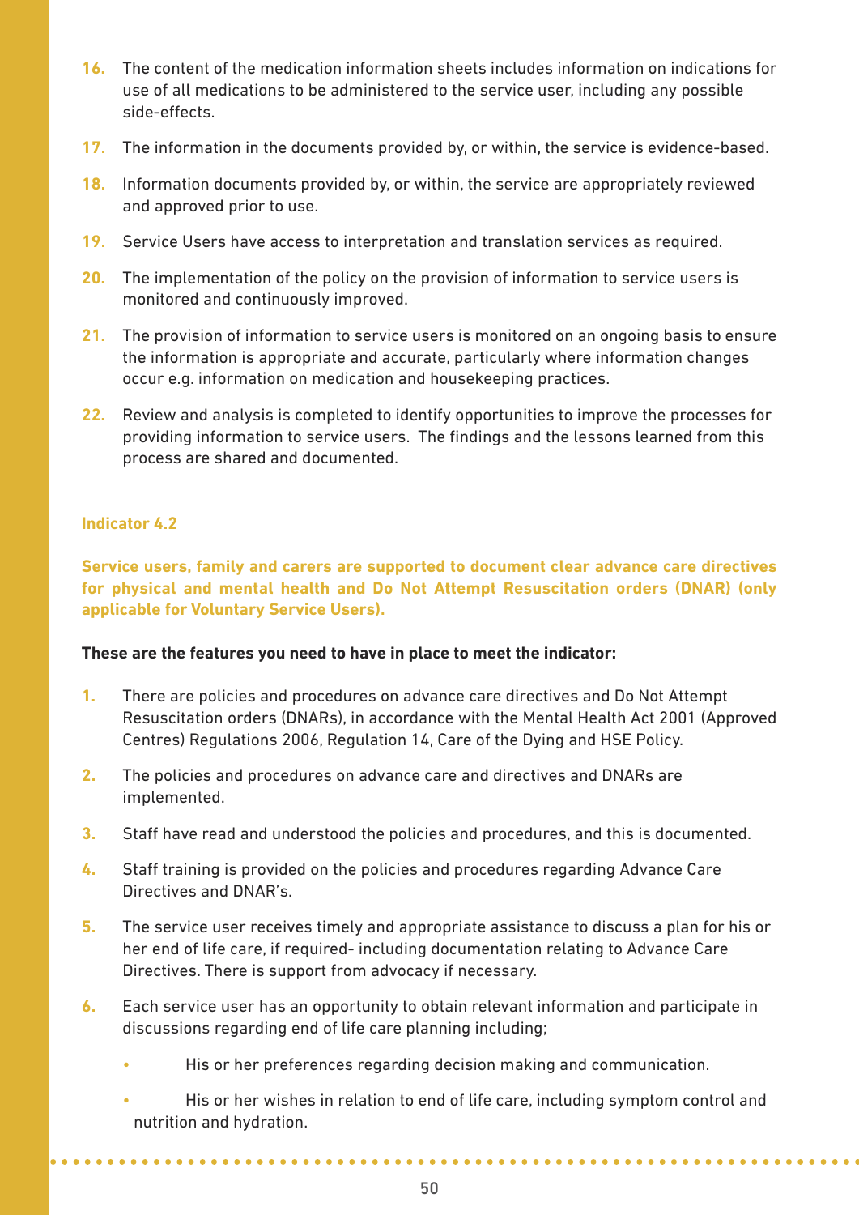16. The content of the medication information sheets includes information on indications for use of all medications to be administered to the service user, including any possible side-effects.
17. The information in the documents provided by, or within, the service is evidence-based.
18. Information documents provided by, or within, the service are appropriately reviewed and approved prior to use.
19. Service Users have access to interpretation and translation services as required.
20. The implementation of the policy on the provision of information to service users is monitored and continuously improved.
21. The provision of information to service users is monitored on an ongoing basis to ensure the information is appropriate and accurate, particularly where information changes occur e.g. information on medication and housekeeping practices.
22. Review and analysis is completed to identify opportunities to improve the processes for providing information to service users. The findings and the lessons learned from this process are shared and documented.

### Indicator 4.2

**Service users, family and carers are supported to document clear advance care directives for physical and mental health and Do Not Attempt Resuscitation orders (DNAR) (only applicable for Voluntary Service Users).**

**These are the features you need to have in place to meet the indicator:**

1. There are policies and procedures on advance care directives and Do Not Attempt Resuscitation orders (DNARs), in accordance with the Mental Health Act 2001 (Approved Centres) Regulations 2006, Regulation 14, Care of the Dying and HSE Policy.
2. The policies and procedures on advance care and directives and DNARs are implemented.
3. Staff have read and understood the policies and procedures, and this is documented.
4. Staff training is provided on the policies and procedures regarding Advance Care Directives and DNAR's.
5. The service user receives timely and appropriate assistance to discuss a plan for his or her end of life care, if required- including documentation relating to Advance Care Directives. There is support from advocacy if necessary.
6. Each service user has an opportunity to obtain relevant information and participate in discussions regarding end of life care planning including;
    - His or her preferences regarding decision making and communication.
    - His or her wishes in relation to end of life care, including symptom control and nutrition and hydration.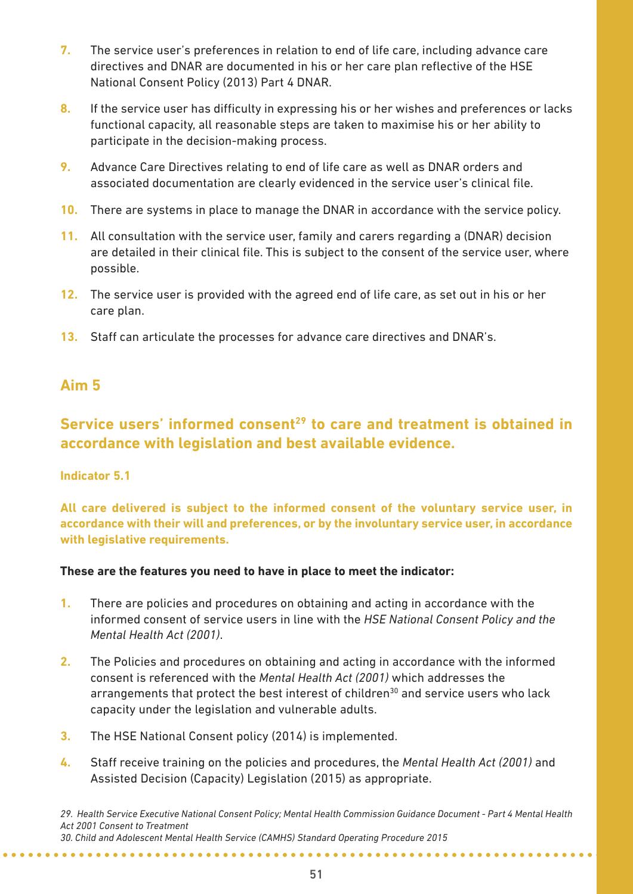7. The service user's preferences in relation to end of life care, including advance care directives and DNAR are documented in his or her care plan reflective of the HSE National Consent Policy (2013) Part 4 DNAR.
8. If the service user has difficulty in expressing his or her wishes and preferences or lacks functional capacity, all reasonable steps are taken to maximise his or her ability to participate in the decision-making process.
9. Advance Care Directives relating to end of life care as well as DNAR orders and associated documentation are clearly evidenced in the service user's clinical file.
10. There are systems in place to manage the DNAR in accordance with the service policy.
11. All consultation with the service user, family and carers regarding a (DNAR) decision are detailed in their clinical file. This is subject to the consent of the service user, where possible.
12. The service user is provided with the agreed end of life care, as set out in his or her care plan.
13. Staff can articulate the processes for advance care directives and DNAR's.

## Aim 5

### Service users' informed consent[29] to care and treatment is obtained in accordance with legislation and best available evidence.

#### Indicator 5.1

**All care delivered is subject to the informed consent of the voluntary service user, in accordance with their will and preferences, or by the involuntary service user, in accordance with legislative requirements.**

**These are the features you need to have in place to meet the indicator:**

1. There are policies and procedures on obtaining and acting in accordance with the informed consent of service users in line with the *HSE National Consent Policy and the Mental Health Act (2001)*.
2. The Policies and procedures on obtaining and acting in accordance with the informed consent is referenced with the *Mental Health Act (2001)* which addresses the arrangements that protect the best interest of children[30] and service users who lack capacity under the legislation and vulnerable adults.
3. The HSE National Consent policy (2014) is implemented.
4. Staff receive training on the policies and procedures, the *Mental Health Act (2001)* and Assisted Decision (Capacity) Legislation (2015) as appropriate.

*29. Health Service Executive National Consent Policy; Mental Health Commission Guidance Document - Part 4 Mental Health Act 2001 Consent to Treatment*
*30. Child and Adolescent Mental Health Service (CAMHS) Standard Operating Procedure 2015*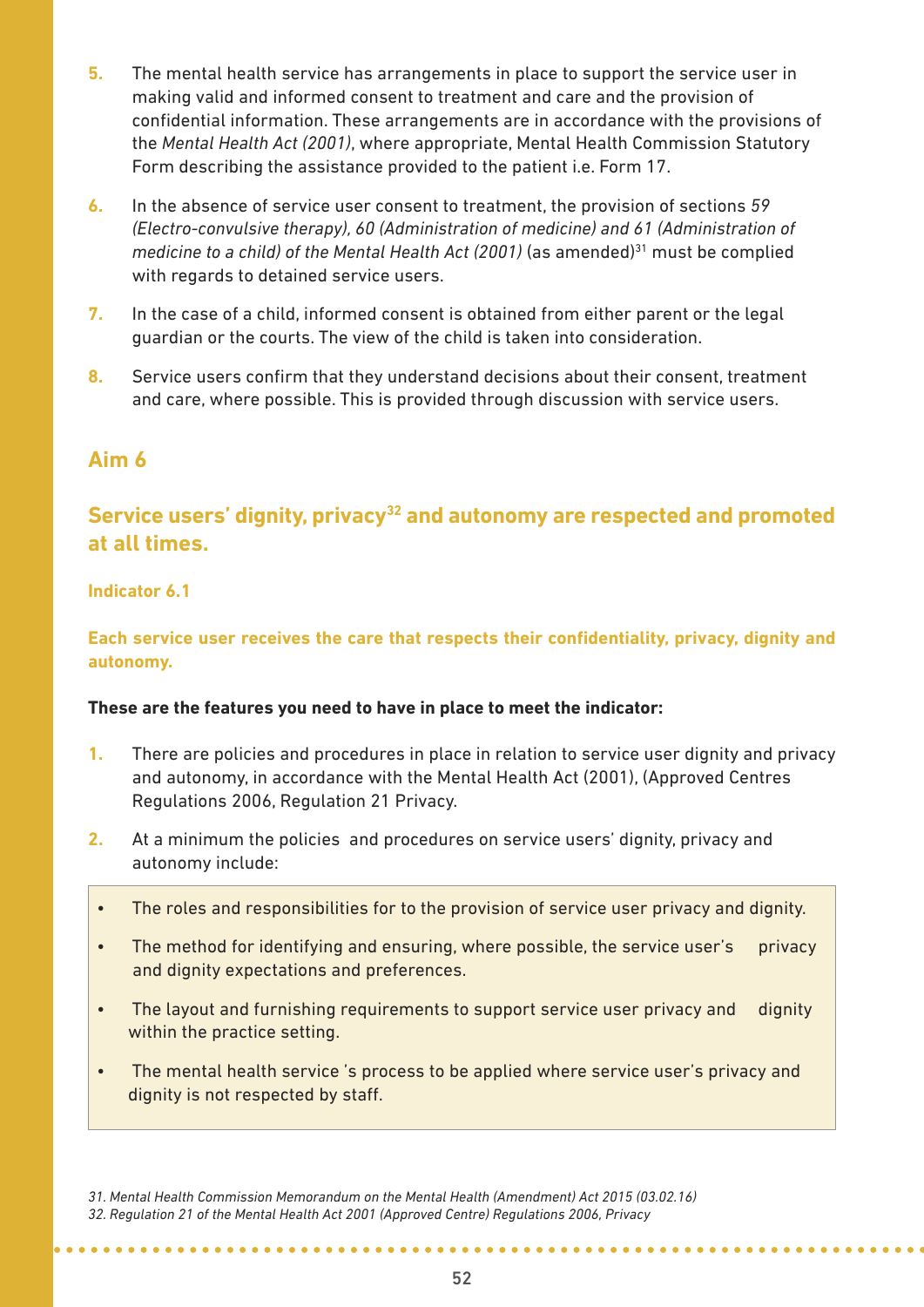5. The mental health service has arrangements in place to support the service user in making valid and informed consent to treatment and care and the provision of confidential information. These arrangements are in accordance with the provisions of the *Mental Health Act (2001)*, where appropriate, Mental Health Commission Statutory Form describing the assistance provided to the patient i.e. Form 17.

6. In the absence of service user consent to treatment, the provision of sections *59 (Electro-convulsive therapy), 60 (Administration of medicine) and 61 (Administration of medicine to a child) of the Mental Health Act (2001)* (as amended)[31] must be complied with regards to detained service users.

7. In the case of a child, informed consent is obtained from either parent or the legal guardian or the courts. The view of the child is taken into consideration.

8. Service users confirm that they understand decisions about their consent, treatment and care, where possible. This is provided through discussion with service users.

## Aim 6

## Service users' dignity, privacy[32] and autonomy are respected and promoted at all times.

### Indicator 6.1

**Each service user receives the care that respects their confidentiality, privacy, dignity and autonomy.**

**These are the features you need to have in place to meet the indicator:**

1. There are policies and procedures in place in relation to service user dignity and privacy and autonomy, in accordance with the Mental Health Act (2001), (Approved Centres Regulations 2006, Regulation 21 Privacy.

2. At a minimum the policies and procedures on service users' dignity, privacy and autonomy include:

- The roles and responsibilities for to the provision of service user privacy and dignity.
- The method for identifying and ensuring, where possible, the service user's privacy and dignity expectations and preferences.
- The layout and furnishing requirements to support service user privacy and dignity within the practice setting.
- The mental health service 's process to be applied where service user's privacy and dignity is not respected by staff.

*31. Mental Health Commission Memorandum on the Mental Health (Amendment) Act 2015 (03.02.16)*

*32. Regulation 21 of the Mental Health Act 2001 (Approved Centre) Regulations 2006, Privacy*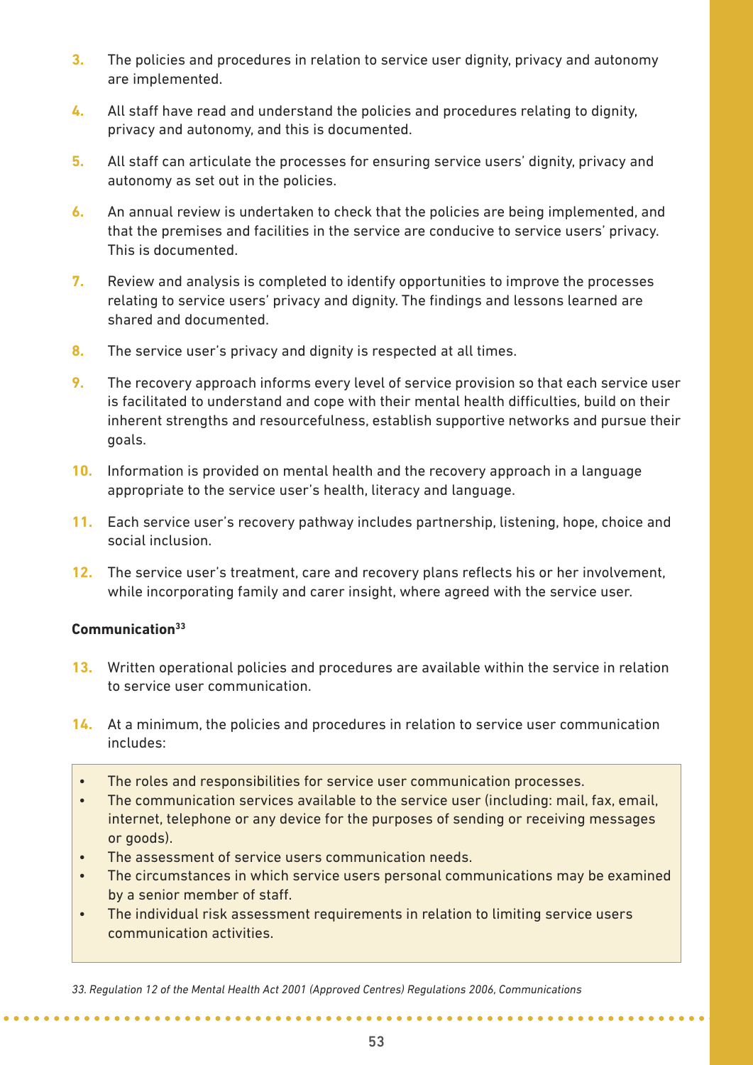3. The policies and procedures in relation to service user dignity, privacy and autonomy are implemented.

4. All staff have read and understand the policies and procedures relating to dignity, privacy and autonomy, and this is documented.

5. All staff can articulate the processes for ensuring service users' dignity, privacy and autonomy as set out in the policies.

6. An annual review is undertaken to check that the policies are being implemented, and that the premises and facilities in the service are conducive to service users' privacy. This is documented.

7. Review and analysis is completed to identify opportunities to improve the processes relating to service users' privacy and dignity. The findings and lessons learned are shared and documented.

8. The service user's privacy and dignity is respected at all times.

9. The recovery approach informs every level of service provision so that each service user is facilitated to understand and cope with their mental health difficulties, build on their inherent strengths and resourcefulness, establish supportive networks and pursue their goals.

10. Information is provided on mental health and the recovery approach in a language appropriate to the service user's health, literacy and language.

11. Each service user's recovery pathway includes partnership, listening, hope, choice and social inclusion.

12. The service user's treatment, care and recovery plans reflects his or her involvement, while incorporating family and carer insight, where agreed with the service user.

**Communication**[33]

13. Written operational policies and procedures are available within the service in relation to service user communication.

14. At a minimum, the policies and procedures in relation to service user communication includes:

- The roles and responsibilities for service user communication processes.
- The communication services available to the service user (including: mail, fax, email, internet, telephone or any device for the purposes of sending or receiving messages or goods).
- The assessment of service users communication needs.
- The circumstances in which service users personal communications may be examined by a senior member of staff.
- The individual risk assessment requirements in relation to limiting service users communication activities.

*33. Regulation 12 of the Mental Health Act 2001 (Approved Centres) Regulations 2006, Communications*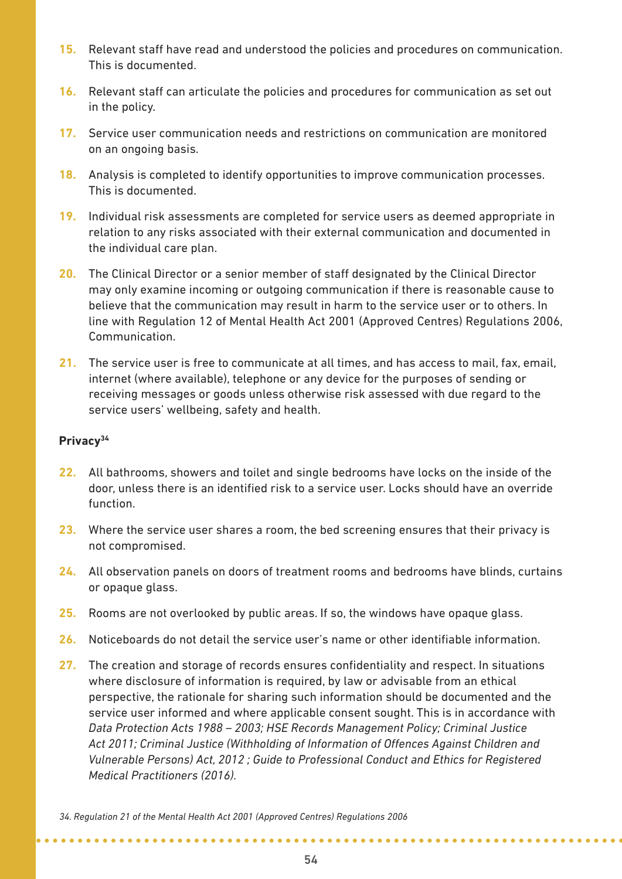15. Relevant staff have read and understood the policies and procedures on communication. This is documented.

16. Relevant staff can articulate the policies and procedures for communication as set out in the policy.

17. Service user communication needs and restrictions on communication are monitored on an ongoing basis.

18. Analysis is completed to identify opportunities to improve communication processes. This is documented.

19. Individual risk assessments are completed for service users as deemed appropriate in relation to any risks associated with their external communication and documented in the individual care plan.

20. The Clinical Director or a senior member of staff designated by the Clinical Director may only examine incoming or outgoing communication if there is reasonable cause to believe that the communication may result in harm to the service user or to others. In line with Regulation 12 of Mental Health Act 2001 (Approved Centres) Regulations 2006, Communication.

21. The service user is free to communicate at all times, and has access to mail, fax, email, internet (where available), telephone or any device for the purposes of sending or receiving messages or goods unless otherwise risk assessed with due regard to the service users' wellbeing, safety and health.

**Privacy**[34]

22. All bathrooms, showers and toilet and single bedrooms have locks on the inside of the door, unless there is an identified risk to a service user. Locks should have an override function.

23. Where the service user shares a room, the bed screening ensures that their privacy is not compromised.

24. All observation panels on doors of treatment rooms and bedrooms have blinds, curtains or opaque glass.

25. Rooms are not overlooked by public areas. If so, the windows have opaque glass.

26. Noticeboards do not detail the service user's name or other identifiable information.

27. The creation and storage of records ensures confidentiality and respect. In situations where disclosure of information is required, by law or advisable from an ethical perspective, the rationale for sharing such information should be documented and the service user informed and where applicable consent sought. This is in accordance with *Data Protection Acts 1988 – 2003; HSE Records Management Policy; Criminal Justice Act 2011; Criminal Justice (Withholding of Information of Offences Against Children and Vulnerable Persons) Act, 2012 ; Guide to Professional Conduct and Ethics for Registered Medical Practitioners (2016).*

*34. Regulation 21 of the Mental Health Act 2001 (Approved Centres) Regulations 2006*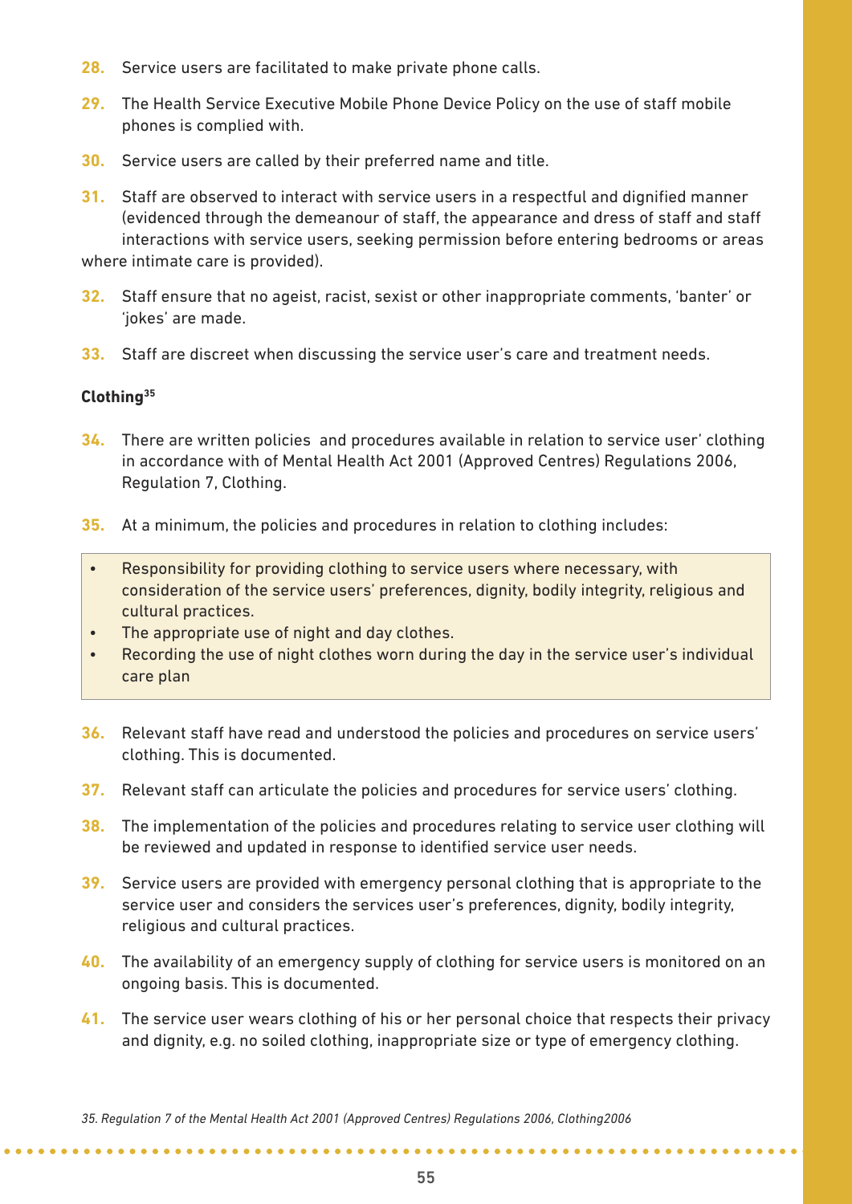28. Service users are facilitated to make private phone calls.

29. The Health Service Executive Mobile Phone Device Policy on the use of staff mobile phones is complied with.

30. Service users are called by their preferred name and title.

31. Staff are observed to interact with service users in a respectful and dignified manner (evidenced through the demeanour of staff, the appearance and dress of staff and staff interactions with service users, seeking permission before entering bedrooms or areas where intimate care is provided).

32. Staff ensure that no ageist, racist, sexist or other inappropriate comments, 'banter' or 'jokes' are made.

33. Staff are discreet when discussing the service user's care and treatment needs.

**Clothing[35]**

34. There are written policies and procedures available in relation to service user' clothing in accordance with of Mental Health Act 2001 (Approved Centres) Regulations 2006, Regulation 7, Clothing.

35. At a minimum, the policies and procedures in relation to clothing includes:

- Responsibility for providing clothing to service users where necessary, with consideration of the service users' preferences, dignity, bodily integrity, religious and cultural practices.
- The appropriate use of night and day clothes.
- Recording the use of night clothes worn during the day in the service user's individual care plan

36. Relevant staff have read and understood the policies and procedures on service users' clothing. This is documented.

37. Relevant staff can articulate the policies and procedures for service users' clothing.

38. The implementation of the policies and procedures relating to service user clothing will be reviewed and updated in response to identified service user needs.

39. Service users are provided with emergency personal clothing that is appropriate to the service user and considers the services user's preferences, dignity, bodily integrity, religious and cultural practices.

40. The availability of an emergency supply of clothing for service users is monitored on an ongoing basis. This is documented.

41. The service user wears clothing of his or her personal choice that respects their privacy and dignity, e.g. no soiled clothing, inappropriate size or type of emergency clothing.

*35. Regulation 7 of the Mental Health Act 2001 (Approved Centres) Regulations 2006, Clothing2006*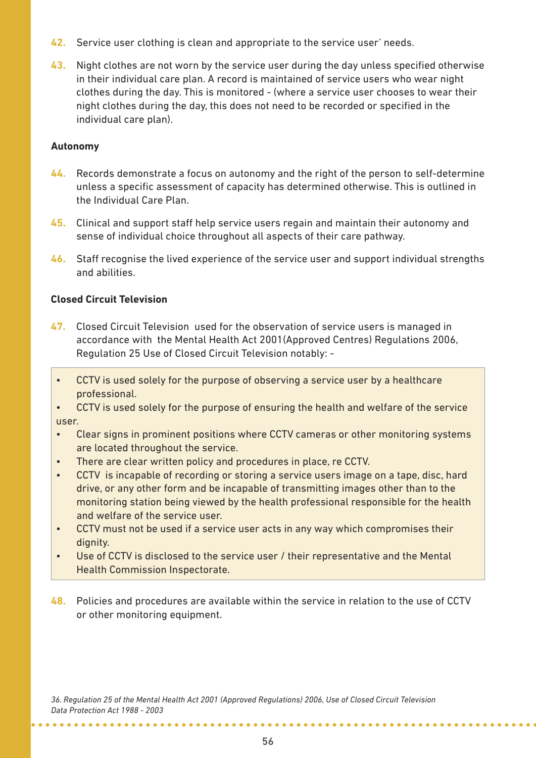42. Service user clothing is clean and appropriate to the service user' needs.

43. Night clothes are not worn by the service user during the day unless specified otherwise in their individual care plan. A record is maintained of service users who wear night clothes during the day. This is monitored - (where a service user chooses to wear their night clothes during the day, this does not need to be recorded or specified in the individual care plan).

**Autonomy**

44. Records demonstrate a focus on autonomy and the right of the person to self-determine unless a specific assessment of capacity has determined otherwise. This is outlined in the Individual Care Plan.

45. Clinical and support staff help service users regain and maintain their autonomy and sense of individual choice throughout all aspects of their care pathway.

46. Staff recognise the lived experience of the service user and support individual strengths and abilities.

**Closed Circuit Television**

47. Closed Circuit Television used for the observation of service users is managed in accordance with the Mental Health Act 2001(Approved Centres) Regulations 2006, Regulation 25 Use of Closed Circuit Television notably: -

- CCTV is used solely for the purpose of observing a service user by a healthcare professional.
- CCTV is used solely for the purpose of ensuring the health and welfare of the service user.
- Clear signs in prominent positions where CCTV cameras or other monitoring systems are located throughout the service.
- There are clear written policy and procedures in place, re CCTV.
- CCTV is incapable of recording or storing a service users image on a tape, disc, hard drive, or any other form and be incapable of transmitting images other than to the monitoring station being viewed by the health professional responsible for the health and welfare of the service user.
- CCTV must not be used if a service user acts in any way which compromises their dignity.
- Use of CCTV is disclosed to the service user / their representative and the Mental Health Commission Inspectorate.

48. Policies and procedures are available within the service in relation to the use of CCTV or other monitoring equipment.

*36. Regulation 25 of the Mental Health Act 2001 (Approved Regulations) 2006, Use of Closed Circuit Television*
*Data Protection Act 1988 - 2003*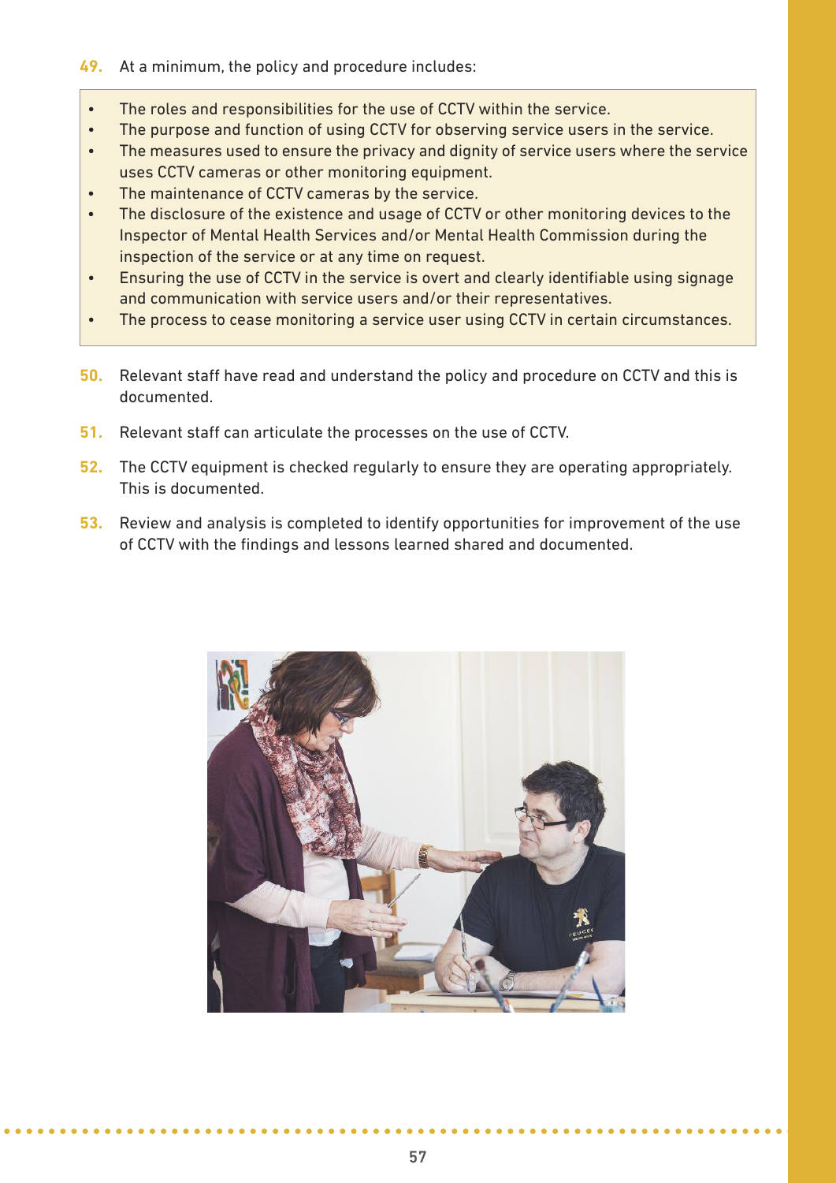49. At a minimum, the policy and procedure includes:

- The roles and responsibilities for the use of CCTV within the service.
- The purpose and function of using CCTV for observing service users in the service.
- The measures used to ensure the privacy and dignity of service users where the service uses CCTV cameras or other monitoring equipment.
- The maintenance of CCTV cameras by the service.
- The disclosure of the existence and usage of CCTV or other monitoring devices to the Inspector of Mental Health Services and/or Mental Health Commission during the inspection of the service or at any time on request.
- Ensuring the use of CCTV in the service is overt and clearly identifiable using signage and communication with service users and/or their representatives.
- The process to cease monitoring a service user using CCTV in certain circumstances.

50. Relevant staff have read and understand the policy and procedure on CCTV and this is documented.

51. Relevant staff can articulate the processes on the use of CCTV.

52. The CCTV equipment is checked regularly to ensure they are operating appropriately. This is documented.

53. Review and analysis is completed to identify opportunities for improvement of the use of CCTV with the findings and lessons learned shared and documented.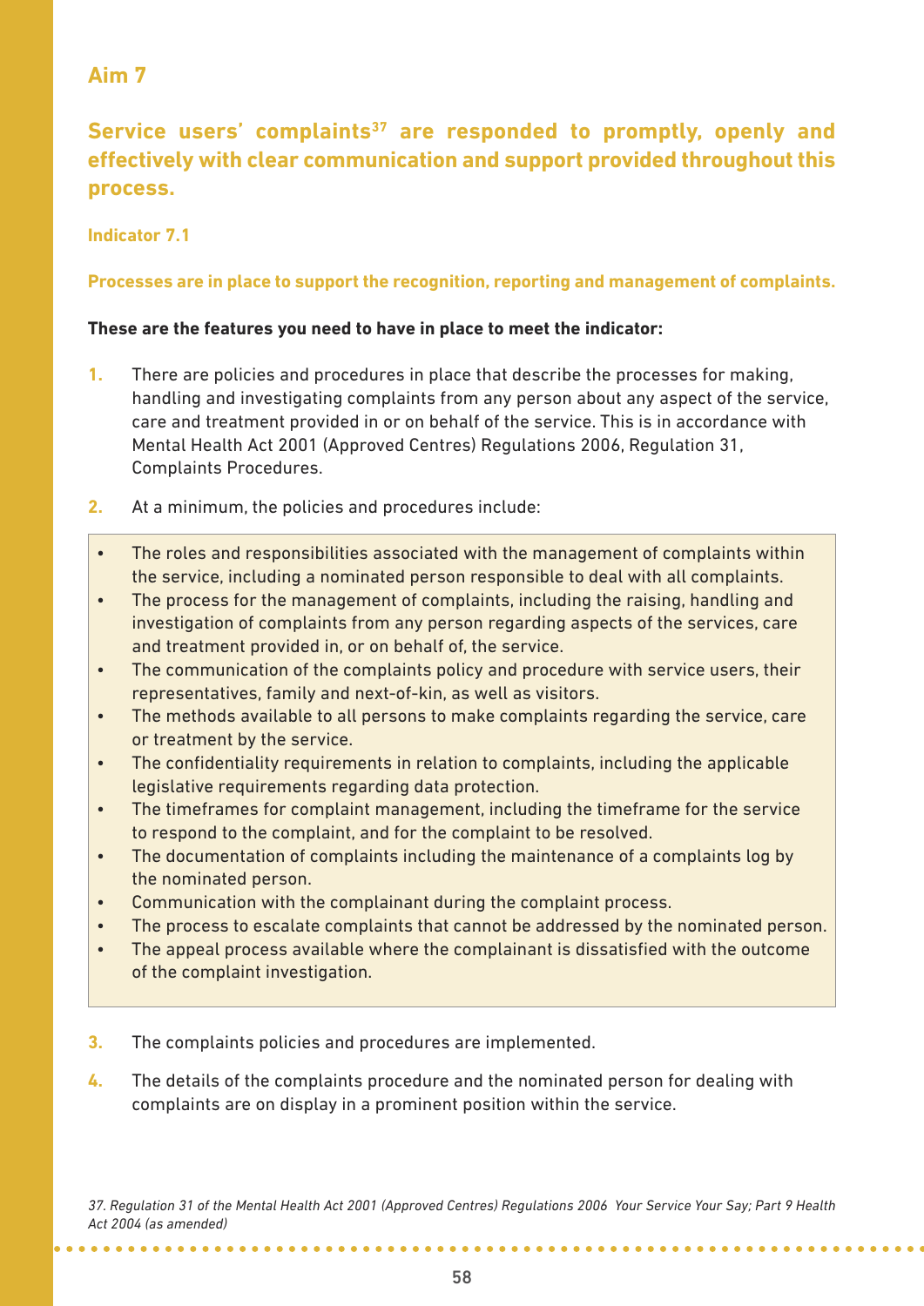## Aim 7

### Service users' complaints[37] are responded to promptly, openly and effectively with clear communication and support provided throughout this process.

#### Indicator 7.1

**Processes are in place to support the recognition, reporting and management of complaints.**

**These are the features you need to have in place to meet the indicator:**

1. There are policies and procedures in place that describe the processes for making, handling and investigating complaints from any person about any aspect of the service, care and treatment provided in or on behalf of the service. This is in accordance with Mental Health Act 2001 (Approved Centres) Regulations 2006, Regulation 31, Complaints Procedures.
2. At a minimum, the policies and procedures include:
   - The roles and responsibilities associated with the management of complaints within the service, including a nominated person responsible to deal with all complaints.
   - The process for the management of complaints, including the raising, handling and investigation of complaints from any person regarding aspects of the services, care and treatment provided in, or on behalf of, the service.
   - The communication of the complaints policy and procedure with service users, their representatives, family and next-of-kin, as well as visitors.
   - The methods available to all persons to make complaints regarding the service, care or treatment by the service.
   - The confidentiality requirements in relation to complaints, including the applicable legislative requirements regarding data protection.
   - The timeframes for complaint management, including the timeframe for the service to respond to the complaint, and for the complaint to be resolved.
   - The documentation of complaints including the maintenance of a complaints log by the nominated person.
   - Communication with the complainant during the complaint process.
   - The process to escalate complaints that cannot be addressed by the nominated person.
   - The appeal process available where the complainant is dissatisfied with the outcome of the complaint investigation.
3. The complaints policies and procedures are implemented.
4. The details of the complaints procedure and the nominated person for dealing with complaints are on display in a prominent position within the service.

*37. Regulation 31 of the Mental Health Act 2001 (Approved Centres) Regulations 2006 Your Service Your Say; Part 9 Health Act 2004 (as amended)*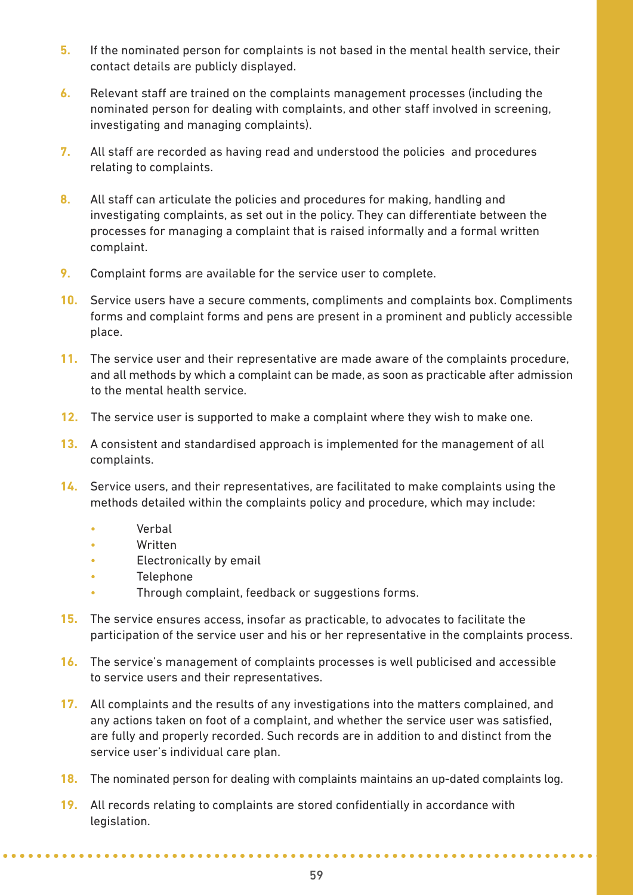5. If the nominated person for complaints is not based in the mental health service, their contact details are publicly displayed.
6. Relevant staff are trained on the complaints management processes (including the nominated person for dealing with complaints, and other staff involved in screening, investigating and managing complaints).
7. All staff are recorded as having read and understood the policies and procedures relating to complaints.
8. All staff can articulate the policies and procedures for making, handling and investigating complaints, as set out in the policy. They can differentiate between the processes for managing a complaint that is raised informally and a formal written complaint.
9. Complaint forms are available for the service user to complete.
10. Service users have a secure comments, compliments and complaints box. Compliments forms and complaint forms and pens are present in a prominent and publicly accessible place.
11. The service user and their representative are made aware of the complaints procedure, and all methods by which a complaint can be made, as soon as practicable after admission to the mental health service.
12. The service user is supported to make a complaint where they wish to make one.
13. A consistent and standardised approach is implemented for the management of all complaints.
14. Service users, and their representatives, are facilitated to make complaints using the methods detailed within the complaints policy and procedure, which may include:
    - Verbal
    - Written
    - Electronically by email
    - Telephone
    - Through complaint, feedback or suggestions forms.
15. The service ensures access, insofar as practicable, to advocates to facilitate the participation of the service user and his or her representative in the complaints process.
16. The service's management of complaints processes is well publicised and accessible to service users and their representatives.
17. All complaints and the results of any investigations into the matters complained, and any actions taken on foot of a complaint, and whether the service user was satisfied, are fully and properly recorded. Such records are in addition to and distinct from the service user's individual care plan.
18. The nominated person for dealing with complaints maintains an up-dated complaints log.
19. All records relating to complaints are stored confidentially in accordance with legislation.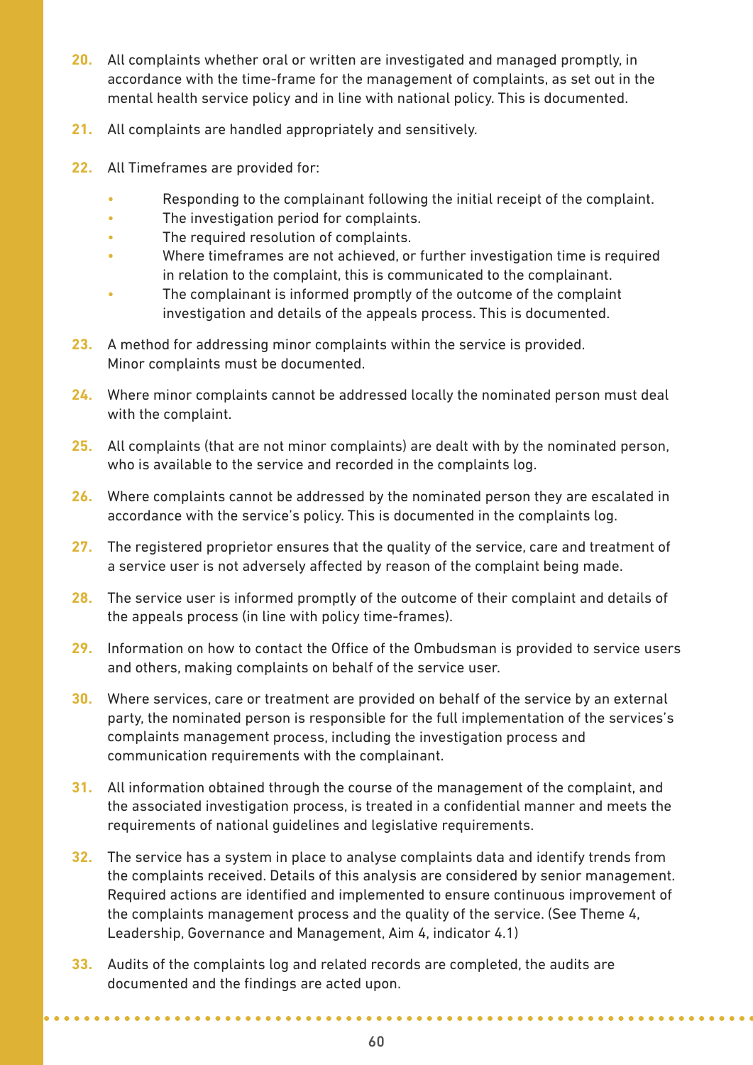20. All complaints whether oral or written are investigated and managed promptly, in accordance with the time-frame for the management of complaints, as set out in the mental health service policy and in line with national policy. This is documented.

21. All complaints are handled appropriately and sensitively.

22. All Timeframes are provided for:
    - Responding to the complainant following the initial receipt of the complaint.
    - The investigation period for complaints.
    - The required resolution of complaints.
    - Where timeframes are not achieved, or further investigation time is required in relation to the complaint, this is communicated to the complainant.
    - The complainant is informed promptly of the outcome of the complaint investigation and details of the appeals process. This is documented.

23. A method for addressing minor complaints within the service is provided. Minor complaints must be documented.

24. Where minor complaints cannot be addressed locally the nominated person must deal with the complaint.

25. All complaints (that are not minor complaints) are dealt with by the nominated person, who is available to the service and recorded in the complaints log.

26. Where complaints cannot be addressed by the nominated person they are escalated in accordance with the service's policy. This is documented in the complaints log.

27. The registered proprietor ensures that the quality of the service, care and treatment of a service user is not adversely affected by reason of the complaint being made.

28. The service user is informed promptly of the outcome of their complaint and details of the appeals process (in line with policy time-frames).

29. Information on how to contact the Office of the Ombudsman is provided to service users and others, making complaints on behalf of the service user.

30. Where services, care or treatment are provided on behalf of the service by an external party, the nominated person is responsible for the full implementation of the services's complaints management process, including the investigation process and communication requirements with the complainant.

31. All information obtained through the course of the management of the complaint, and the associated investigation process, is treated in a confidential manner and meets the requirements of national guidelines and legislative requirements.

32. The service has a system in place to analyse complaints data and identify trends from the complaints received. Details of this analysis are considered by senior management. Required actions are identified and implemented to ensure continuous improvement of the complaints management process and the quality of the service. (See Theme 4, Leadership, Governance and Management, Aim 4, indicator 4.1)

33. Audits of the complaints log and related records are completed, the audits are documented and the findings are acted upon.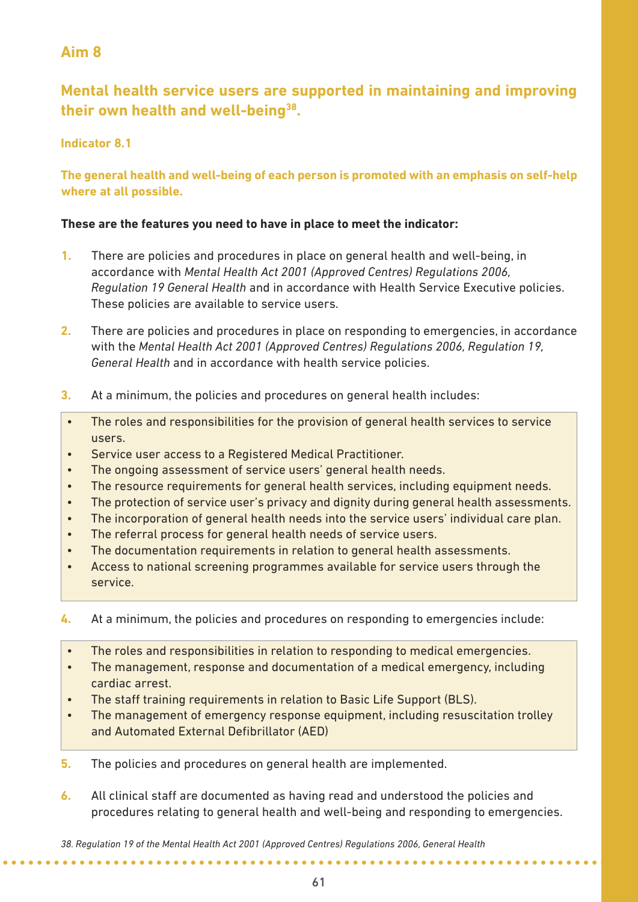## Aim 8

### Mental health service users are supported in maintaining and improving their own health and well-being[38].

**Indicator 8.1**

**The general health and well-being of each person is promoted with an emphasis on self-help where at all possible.**

**These are the features you need to have in place to meet the indicator:**

1. There are policies and procedures in place on general health and well-being, in accordance with *Mental Health Act 2001 (Approved Centres) Regulations 2006, Regulation 19 General Health* and in accordance with Health Service Executive policies. These policies are available to service users.
2. There are policies and procedures in place on responding to emergencies, in accordance with the *Mental Health Act 2001 (Approved Centres) Regulations 2006, Regulation 19, General Health* and in accordance with health service policies.
3. At a minimum, the policies and procedures on general health includes:
   - The roles and responsibilities for the provision of general health services to service users.
   - Service user access to a Registered Medical Practitioner.
   - The ongoing assessment of service users' general health needs.
   - The resource requirements for general health services, including equipment needs.
   - The protection of service user's privacy and dignity during general health assessments.
   - The incorporation of general health needs into the service users' individual care plan.
   - The referral process for general health needs of service users.
   - The documentation requirements in relation to general health assessments.
   - Access to national screening programmes available for service users through the service.
4. At a minimum, the policies and procedures on responding to emergencies include:
   - The roles and responsibilities in relation to responding to medical emergencies.
   - The management, response and documentation of a medical emergency, including cardiac arrest.
   - The staff training requirements in relation to Basic Life Support (BLS).
   - The management of emergency response equipment, including resuscitation trolley and Automated External Defibrillator (AED)
5. The policies and procedures on general health are implemented.
6. All clinical staff are documented as having read and understood the policies and procedures relating to general health and well-being and responding to emergencies.

*38. Regulation 19 of the Mental Health Act 2001 (Approved Centres) Regulations 2006, General Health*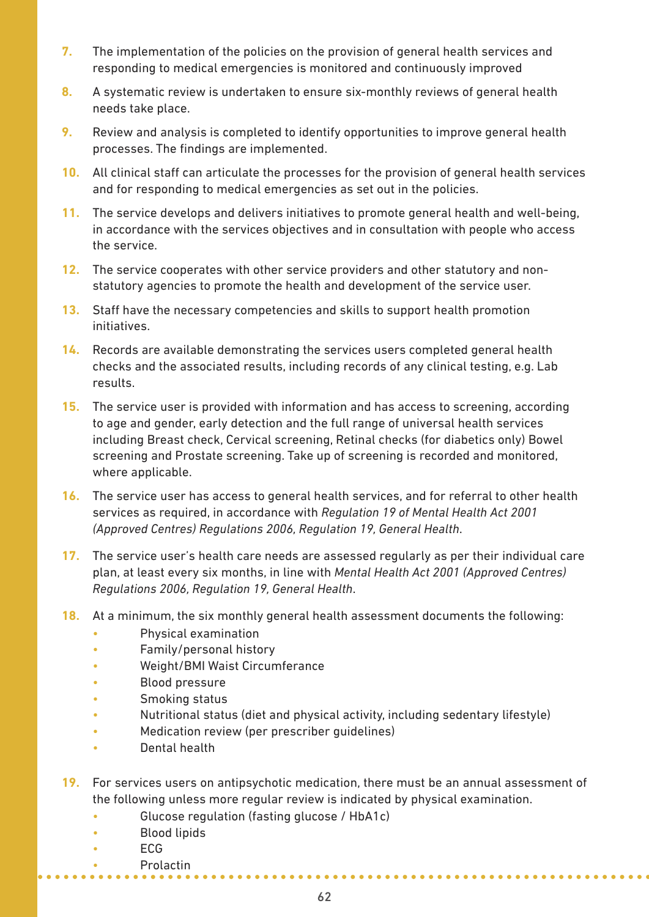7. The implementation of the policies on the provision of general health services and responding to medical emergencies is monitored and continuously improved

8. A systematic review is undertaken to ensure six-monthly reviews of general health needs take place.

9. Review and analysis is completed to identify opportunities to improve general health processes. The findings are implemented.

10. All clinical staff can articulate the processes for the provision of general health services and for responding to medical emergencies as set out in the policies.

11. The service develops and delivers initiatives to promote general health and well-being, in accordance with the services objectives and in consultation with people who access the service.

12. The service cooperates with other service providers and other statutory and non-statutory agencies to promote the health and development of the service user.

13. Staff have the necessary competencies and skills to support health promotion initiatives.

14. Records are available demonstrating the services users completed general health checks and the associated results, including records of any clinical testing, e.g. Lab results.

15. The service user is provided with information and has access to screening, according to age and gender, early detection and the full range of universal health services including Breast check, Cervical screening, Retinal checks (for diabetics only) Bowel screening and Prostate screening. Take up of screening is recorded and monitored, where applicable.

16. The service user has access to general health services, and for referral to other health services as required, in accordance with *Regulation 19 of Mental Health Act 2001 (Approved Centres) Regulations 2006, Regulation 19, General Health*.

17. The service user's health care needs are assessed regularly as per their individual care plan, at least every six months, in line with *Mental Health Act 2001 (Approved Centres) Regulations 2006, Regulation 19, General Health*.

18. At a minimum, the six monthly general health assessment documents the following:
    - Physical examination
    - Family/personal history
    - Weight/BMI Waist Circumferance
    - Blood pressure
    - Smoking status
    - Nutritional status (diet and physical activity, including sedentary lifestyle)
    - Medication review (per prescriber guidelines)
    - Dental health

19. For services users on antipsychotic medication, there must be an annual assessment of the following unless more regular review is indicated by physical examination.
    - Glucose regulation (fasting glucose / HbA1c)
    - Blood lipids
    - ECG
    - Prolactin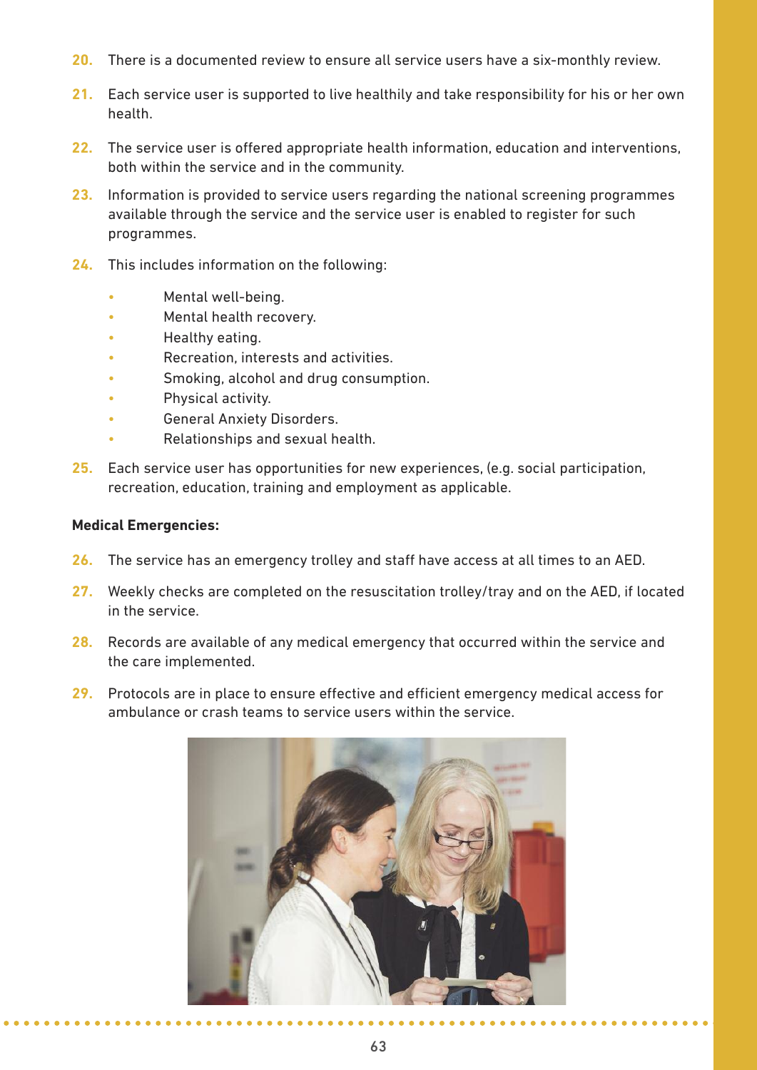20. There is a documented review to ensure all service users have a six-monthly review.

21. Each service user is supported to live healthily and take responsibility for his or her own health.

22. The service user is offered appropriate health information, education and interventions, both within the service and in the community.

23. Information is provided to service users regarding the national screening programmes available through the service and the service user is enabled to register for such programmes.

24. This includes information on the following:

    - Mental well-being.
    - Mental health recovery.
    - Healthy eating.
    - Recreation, interests and activities.
    - Smoking, alcohol and drug consumption.
    - Physical activity.
    - General Anxiety Disorders.
    - Relationships and sexual health.

25. Each service user has opportunities for new experiences, (e.g. social participation, recreation, education, training and employment as applicable.

**Medical Emergencies:**

26. The service has an emergency trolley and staff have access at all times to an AED.

27. Weekly checks are completed on the resuscitation trolley/tray and on the AED, if located in the service.

28. Records are available of any medical emergency that occurred within the service and the care implemented.

29. Protocols are in place to ensure effective and efficient emergency medical access for ambulance or crash teams to service users within the service.